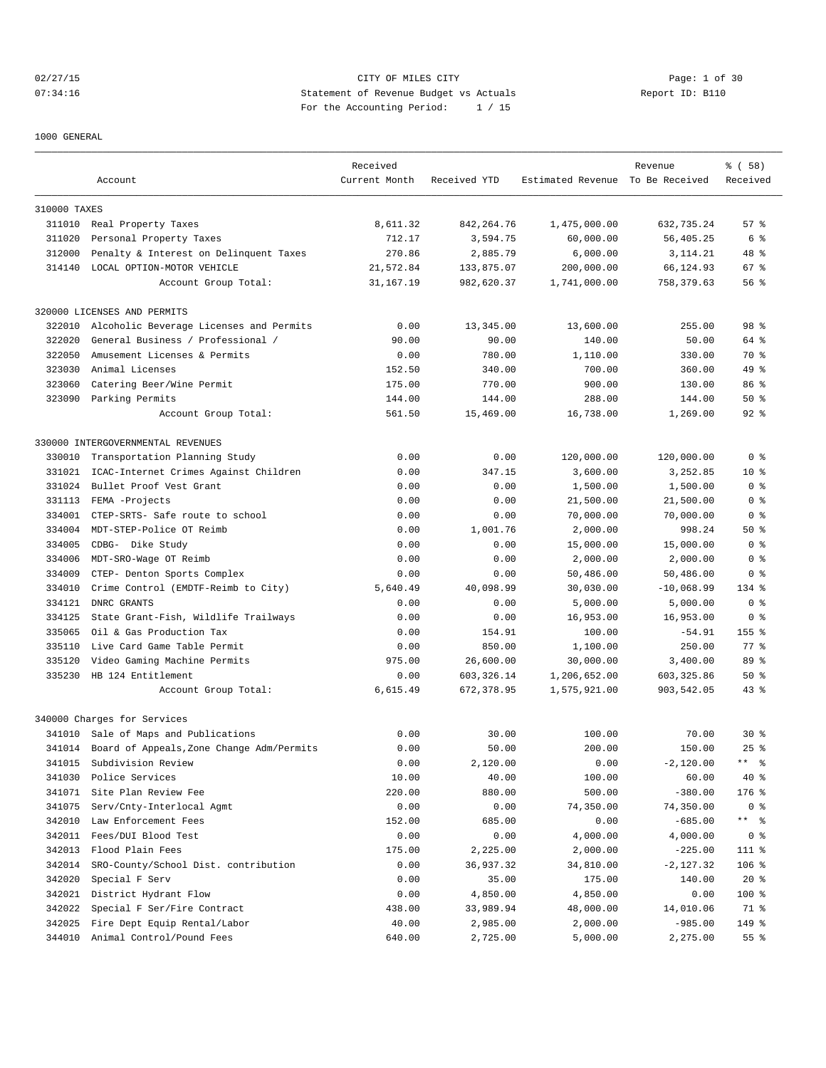CITY OF MILES CITY
Statement of Revenue Budget vs Actuals
For the Accounting Period: 1 / 15

02/27/15 07:34:16 — Report ID: B110

1000 GENERAL

| Account | | Received Current Month | Received YTD | Estimated Revenue | Revenue To Be Received | % ( 58) Received |
|---|---|---|---|---|---|---|
| **310000 TAXES** | | | | | | |
| 311010 | Real Property Taxes | 8,611.32 | 842,264.76 | 1,475,000.00 | 632,735.24 | 57 % |
| 311020 | Personal Property Taxes | 712.17 | 3,594.75 | 60,000.00 | 56,405.25 | 6 % |
| 312000 | Penalty & Interest on Delinquent Taxes | 270.86 | 2,885.79 | 6,000.00 | 3,114.21 | 48 % |
| 314140 | LOCAL OPTION-MOTOR VEHICLE | 21,572.84 | 133,875.07 | 200,000.00 | 66,124.93 | 67 % |
| | Account Group Total: | 31,167.19 | 982,620.37 | 1,741,000.00 | 758,379.63 | 56 % |
| **320000 LICENSES AND PERMITS** | | | | | | |
| 322010 | Alcoholic Beverage Licenses and Permits | 0.00 | 13,345.00 | 13,600.00 | 255.00 | 98 % |
| 322020 | General Business / Professional / | 90.00 | 90.00 | 140.00 | 50.00 | 64 % |
| 322050 | Amusement Licenses & Permits | 0.00 | 780.00 | 1,110.00 | 330.00 | 70 % |
| 323030 | Animal Licenses | 152.50 | 340.00 | 700.00 | 360.00 | 49 % |
| 323060 | Catering Beer/Wine Permit | 175.00 | 770.00 | 900.00 | 130.00 | 86 % |
| 323090 | Parking Permits | 144.00 | 144.00 | 288.00 | 144.00 | 50 % |
| | Account Group Total: | 561.50 | 15,469.00 | 16,738.00 | 1,269.00 | 92 % |
| **330000 INTERGOVERNMENTAL REVENUES** | | | | | | |
| 330010 | Transportation Planning Study | 0.00 | 0.00 | 120,000.00 | 120,000.00 | 0 % |
| 331021 | ICAC-Internet Crimes Against Children | 0.00 | 347.15 | 3,600.00 | 3,252.85 | 10 % |
| 331024 | Bullet Proof Vest Grant | 0.00 | 0.00 | 1,500.00 | 1,500.00 | 0 % |
| 331113 | FEMA -Projects | 0.00 | 0.00 | 21,500.00 | 21,500.00 | 0 % |
| 334001 | CTEP-SRTS- Safe route to school | 0.00 | 0.00 | 70,000.00 | 70,000.00 | 0 % |
| 334004 | MDT-STEP-Police OT Reimb | 0.00 | 1,001.76 | 2,000.00 | 998.24 | 50 % |
| 334005 | CDBG- Dike Study | 0.00 | 0.00 | 15,000.00 | 15,000.00 | 0 % |
| 334006 | MDT-SRO-Wage OT Reimb | 0.00 | 0.00 | 2,000.00 | 2,000.00 | 0 % |
| 334009 | CTEP- Denton Sports Complex | 0.00 | 0.00 | 50,486.00 | 50,486.00 | 0 % |
| 334010 | Crime Control (EMDTF-Reimb to City) | 5,640.49 | 40,098.99 | 30,030.00 | -10,068.99 | 134 % |
| 334121 | DNRC GRANTS | 0.00 | 0.00 | 5,000.00 | 5,000.00 | 0 % |
| 334125 | State Grant-Fish, Wildlife Trailways | 0.00 | 0.00 | 16,953.00 | 16,953.00 | 0 % |
| 335065 | Oil & Gas Production Tax | 0.00 | 154.91 | 100.00 | -54.91 | 155 % |
| 335110 | Live Card Game Table Permit | 0.00 | 850.00 | 1,100.00 | 250.00 | 77 % |
| 335120 | Video Gaming Machine Permits | 975.00 | 26,600.00 | 30,000.00 | 3,400.00 | 89 % |
| 335230 | HB 124 Entitlement | 0.00 | 603,326.14 | 1,206,652.00 | 603,325.86 | 50 % |
| | Account Group Total: | 6,615.49 | 672,378.95 | 1,575,921.00 | 903,542.05 | 43 % |
| **340000 Charges for Services** | | | | | | |
| 341010 | Sale of Maps and Publications | 0.00 | 30.00 | 100.00 | 70.00 | 30 % |
| 341014 | Board of Appeals,Zone Change Adm/Permits | 0.00 | 50.00 | 200.00 | 150.00 | 25 % |
| 341015 | Subdivision Review | 0.00 | 2,120.00 | 0.00 | -2,120.00 | ** % |
| 341030 | Police Services | 10.00 | 40.00 | 100.00 | 60.00 | 40 % |
| 341071 | Site Plan Review Fee | 220.00 | 880.00 | 500.00 | -380.00 | 176 % |
| 341075 | Serv/Cnty-Interlocal Agmt | 0.00 | 0.00 | 74,350.00 | 74,350.00 | 0 % |
| 342010 | Law Enforcement Fees | 152.00 | 685.00 | 0.00 | -685.00 | ** % |
| 342011 | Fees/DUI Blood Test | 0.00 | 0.00 | 4,000.00 | 4,000.00 | 0 % |
| 342013 | Flood Plain Fees | 175.00 | 2,225.00 | 2,000.00 | -225.00 | 111 % |
| 342014 | SRO-County/School Dist. contribution | 0.00 | 36,937.32 | 34,810.00 | -2,127.32 | 106 % |
| 342020 | Special F Serv | 0.00 | 35.00 | 175.00 | 140.00 | 20 % |
| 342021 | District Hydrant Flow | 0.00 | 4,850.00 | 4,850.00 | 0.00 | 100 % |
| 342022 | Special F Ser/Fire Contract | 438.00 | 33,989.94 | 48,000.00 | 14,010.06 | 71 % |
| 342025 | Fire Dept Equip Rental/Labor | 40.00 | 2,985.00 | 2,000.00 | -985.00 | 149 % |
| 344010 | Animal Control/Pound Fees | 640.00 | 2,725.00 | 5,000.00 | 2,275.00 | 55 % |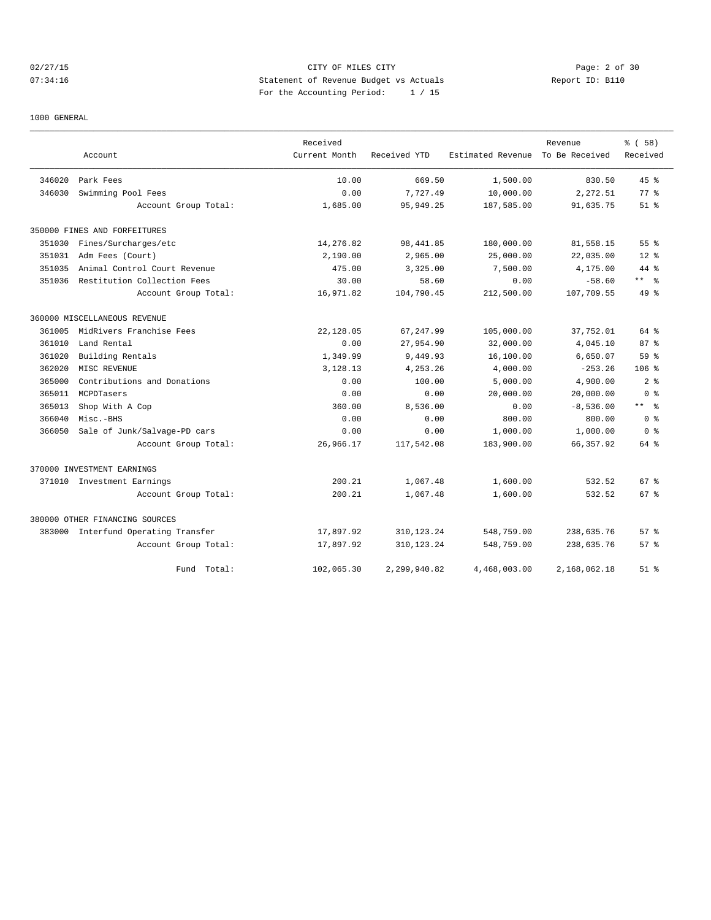CITY OF MILES CITY
Statement of Revenue Budget vs Actuals
For the Accounting Period: 1 / 15

1000 GENERAL

| | Account | Received Current Month | Received YTD | Estimated Revenue | Revenue To Be Received | % ( 58) Received |
|---|---|---|---|---|---|---|
| 346020 | Park Fees | 10.00 | 669.50 | 1,500.00 | 830.50 | 45 % |
| 346030 | Swimming Pool Fees | 0.00 | 7,727.49 | 10,000.00 | 2,272.51 | 77 % |
| | Account Group Total: | 1,685.00 | 95,949.25 | 187,585.00 | 91,635.75 | 51 % |
| 350000 FINES AND FORFEITURES | | | | | | |
| 351030 | Fines/Surcharges/etc | 14,276.82 | 98,441.85 | 180,000.00 | 81,558.15 | 55 % |
| 351031 | Adm Fees (Court) | 2,190.00 | 2,965.00 | 25,000.00 | 22,035.00 | 12 % |
| 351035 | Animal Control Court Revenue | 475.00 | 3,325.00 | 7,500.00 | 4,175.00 | 44 % |
| 351036 | Restitution Collection Fees | 30.00 | 58.60 | 0.00 | -58.60 | ** % |
| | Account Group Total: | 16,971.82 | 104,790.45 | 212,500.00 | 107,709.55 | 49 % |
| 360000 MISCELLANEOUS REVENUE | | | | | | |
| 361005 | MidRivers Franchise Fees | 22,128.05 | 67,247.99 | 105,000.00 | 37,752.01 | 64 % |
| 361010 | Land Rental | 0.00 | 27,954.90 | 32,000.00 | 4,045.10 | 87 % |
| 361020 | Building Rentals | 1,349.99 | 9,449.93 | 16,100.00 | 6,650.07 | 59 % |
| 362020 | MISC REVENUE | 3,128.13 | 4,253.26 | 4,000.00 | -253.26 | 106 % |
| 365000 | Contributions and Donations | 0.00 | 100.00 | 5,000.00 | 4,900.00 | 2 % |
| 365011 | MCPDTasers | 0.00 | 0.00 | 20,000.00 | 20,000.00 | 0 % |
| 365013 | Shop With A Cop | 360.00 | 8,536.00 | 0.00 | -8,536.00 | ** % |
| 366040 | Misc.-BHS | 0.00 | 0.00 | 800.00 | 800.00 | 0 % |
| 366050 | Sale of Junk/Salvage-PD cars | 0.00 | 0.00 | 1,000.00 | 1,000.00 | 0 % |
| | Account Group Total: | 26,966.17 | 117,542.08 | 183,900.00 | 66,357.92 | 64 % |
| 370000 INVESTMENT EARNINGS | | | | | | |
| 371010 | Investment Earnings | 200.21 | 1,067.48 | 1,600.00 | 532.52 | 67 % |
| | Account Group Total: | 200.21 | 1,067.48 | 1,600.00 | 532.52 | 67 % |
| 380000 OTHER FINANCING SOURCES | | | | | | |
| 383000 | Interfund Operating Transfer | 17,897.92 | 310,123.24 | 548,759.00 | 238,635.76 | 57 % |
| | Account Group Total: | 17,897.92 | 310,123.24 | 548,759.00 | 238,635.76 | 57 % |
| | Fund Total: | 102,065.30 | 2,299,940.82 | 4,468,003.00 | 2,168,062.18 | 51 % |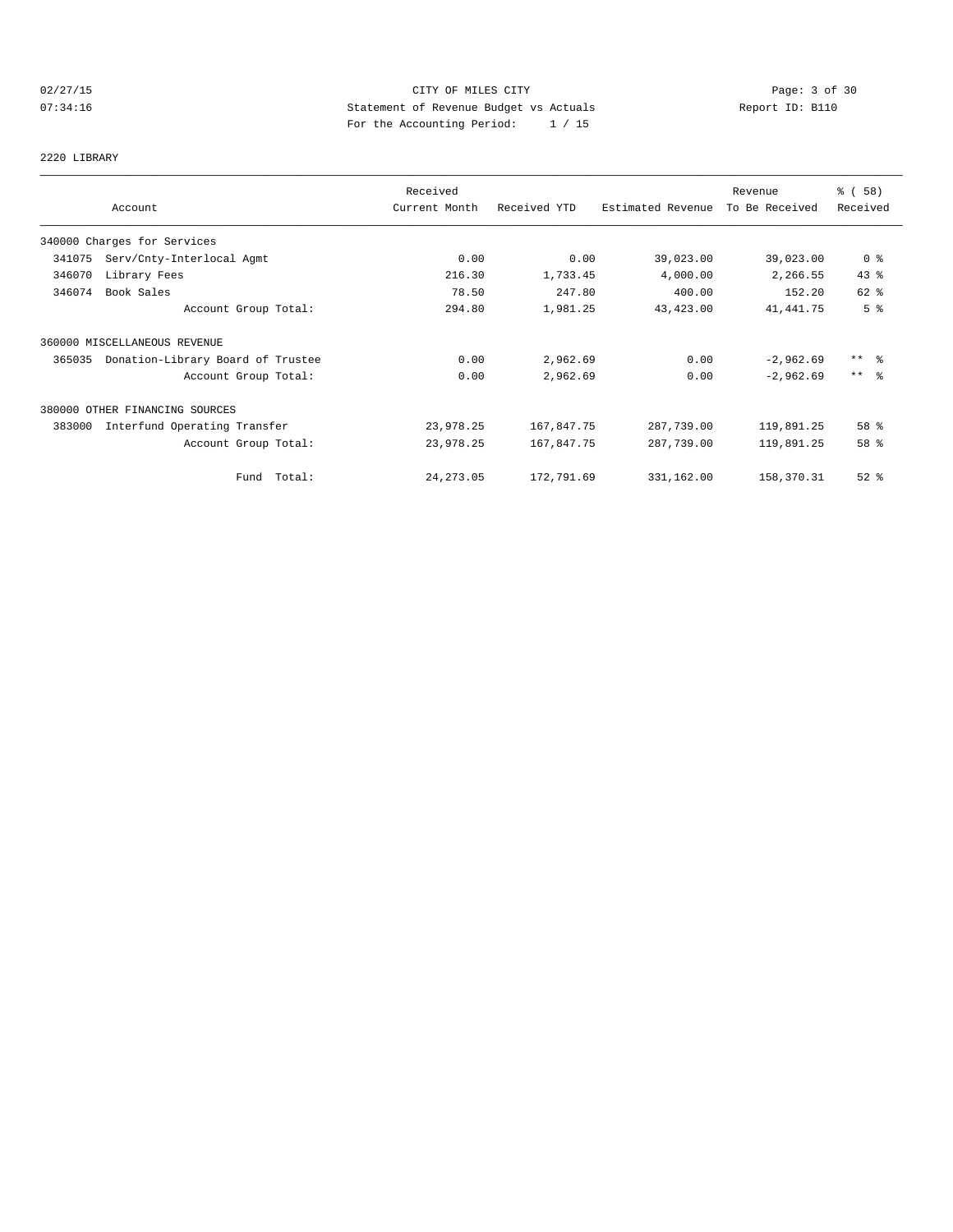CITY OF MILES CITY
Statement of Revenue Budget vs Actuals
For the Accounting Period: 1 / 15

02/27/15 07:34:16 Report ID: B110

## 2220 LIBRARY

| Account | Received Current Month | Received YTD | Estimated Revenue | Revenue To Be Received | % ( 58) Received |
|---|---|---|---|---|---|
| **340000 Charges for Services** | | | | | |
| 341075 Serv/Cnty-Interlocal Agmt | 0.00 | 0.00 | 39,023.00 | 39,023.00 | 0 % |
| 346070 Library Fees | 216.30 | 1,733.45 | 4,000.00 | 2,266.55 | 43 % |
| 346074 Book Sales | 78.50 | 247.80 | 400.00 | 152.20 | 62 % |
| Account Group Total: | 294.80 | 1,981.25 | 43,423.00 | 41,441.75 | 5 % |
| **360000 MISCELLANEOUS REVENUE** | | | | | |
| 365035 Donation-Library Board of Trustee | 0.00 | 2,962.69 | 0.00 | -2,962.69 | ** % |
| Account Group Total: | 0.00 | 2,962.69 | 0.00 | -2,962.69 | ** % |
| **380000 OTHER FINANCING SOURCES** | | | | | |
| 383000 Interfund Operating Transfer | 23,978.25 | 167,847.75 | 287,739.00 | 119,891.25 | 58 % |
| Account Group Total: | 23,978.25 | 167,847.75 | 287,739.00 | 119,891.25 | 58 % |
| Fund Total: | 24,273.05 | 172,791.69 | 331,162.00 | 158,370.31 | 52 % |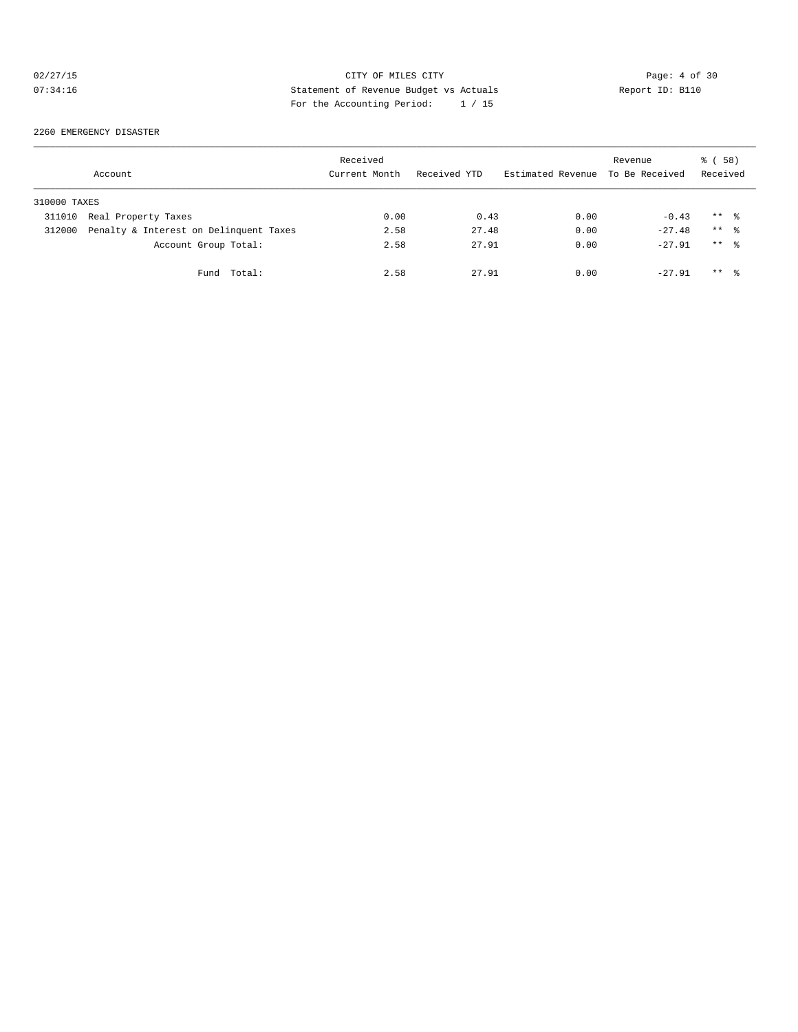CITY OF MILES CITY
Statement of Revenue Budget vs Actuals
For the Accounting Period: 1 / 15

02/27/15
07:34:16

Report ID: B110

2260 EMERGENCY DISASTER

| Account | | Received Current Month | Received YTD | Estimated Revenue | Revenue To Be Received | % ( 58) Received |
|---|---|---|---|---|---|---|
| 310000 TAXES | | | | | | |
| 311010 | Real Property Taxes | 0.00 | 0.43 | 0.00 | -0.43 | ** % |
| 312000 | Penalty & Interest on Delinquent Taxes | 2.58 | 27.48 | 0.00 | -27.48 | ** % |
| | Account Group Total: | 2.58 | 27.91 | 0.00 | -27.91 | ** % |
| | Fund Total: | 2.58 | 27.91 | 0.00 | -27.91 | ** % |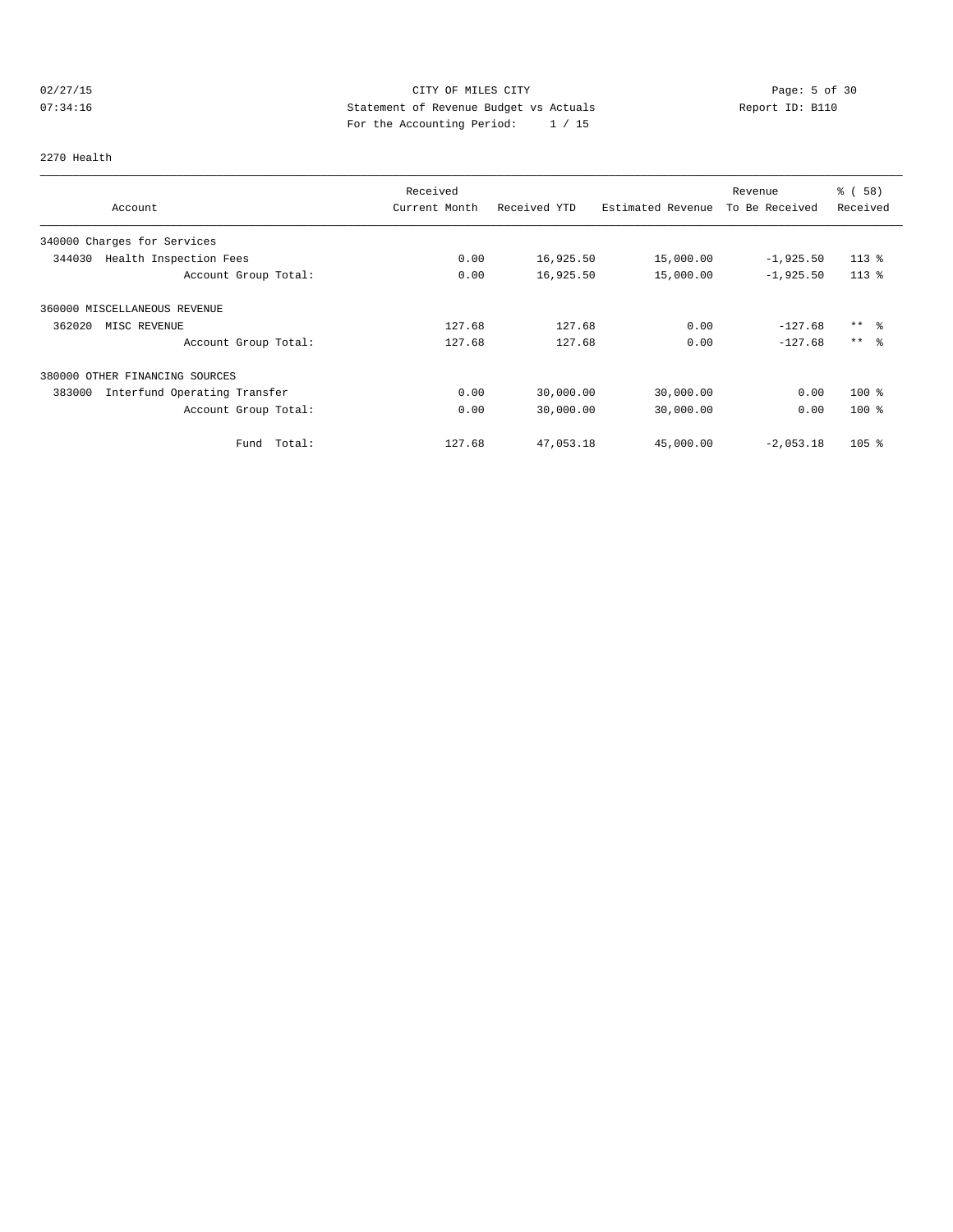CITY OF MILES CITY
Statement of Revenue Budget vs Actuals
For the Accounting Period: 1 / 15

02/27/15
07:34:16

Report ID: B110

2270 Health

| Account | Received Current Month | Received YTD | Estimated Revenue | Revenue To Be Received | % ( 58) Received |
|---|---|---|---|---|---|
| 340000 Charges for Services | | | | | |
| 344030 Health Inspection Fees | 0.00 | 16,925.50 | 15,000.00 | -1,925.50 | 113 % |
| Account Group Total: | 0.00 | 16,925.50 | 15,000.00 | -1,925.50 | 113 % |
| 360000 MISCELLANEOUS REVENUE | | | | | |
| 362020 MISC REVENUE | 127.68 | 127.68 | 0.00 | -127.68 | ** % |
| Account Group Total: | 127.68 | 127.68 | 0.00 | -127.68 | ** % |
| 380000 OTHER FINANCING SOURCES | | | | | |
| 383000 Interfund Operating Transfer | 0.00 | 30,000.00 | 30,000.00 | 0.00 | 100 % |
| Account Group Total: | 0.00 | 30,000.00 | 30,000.00 | 0.00 | 100 % |
| Fund Total: | 127.68 | 47,053.18 | 45,000.00 | -2,053.18 | 105 % |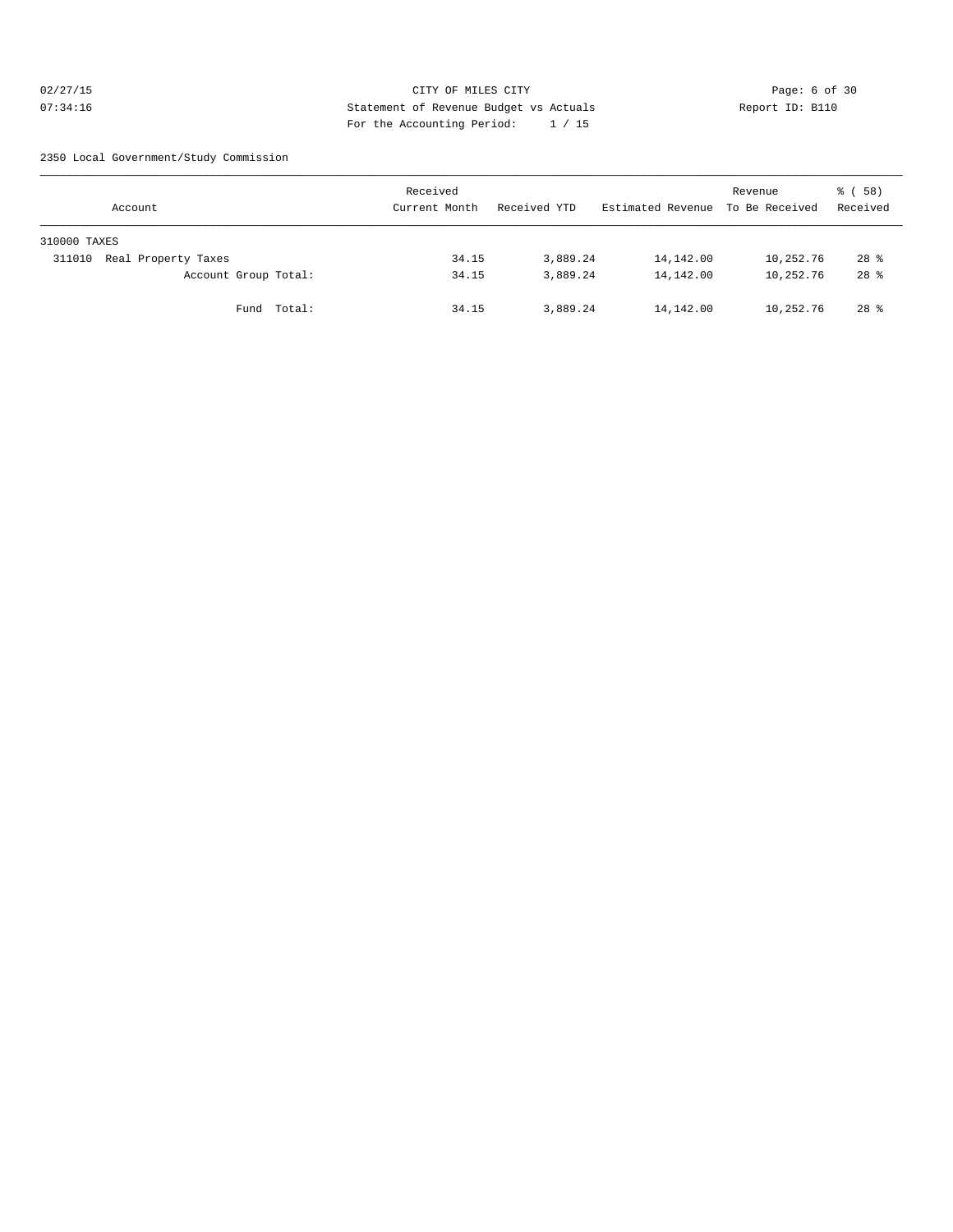CITY OF MILES CITY

Statement of Revenue Budget vs Actuals

For the Accounting Period: 1 / 15

02/27/15 07:34:16 Report ID: B110

2350 Local Government/Study Commission

| Account | Received Current Month | Received YTD | Estimated Revenue | Revenue To Be Received | % ( 58) Received |
|---|---|---|---|---|---|
| 310000 TAXES | | | | | |
| 311010 Real Property Taxes | 34.15 | 3,889.24 | 14,142.00 | 10,252.76 | 28 % |
| Account Group Total: | 34.15 | 3,889.24 | 14,142.00 | 10,252.76 | 28 % |
| Fund Total: | 34.15 | 3,889.24 | 14,142.00 | 10,252.76 | 28 % |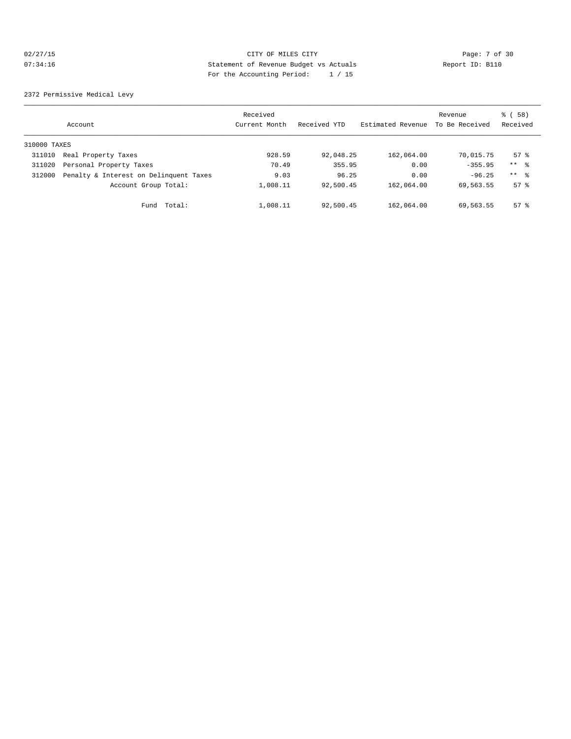CITY OF MILES CITY
Statement of Revenue Budget vs Actuals
For the Accounting Period: 1 / 15

02/27/15
07:34:16

Report ID: B110

2372 Permissive Medical Levy

| Account | | Received Current Month | Received YTD | Estimated Revenue | Revenue To Be Received | % ( 58) Received |
|---|---|---|---|---|---|---|
| 310000 TAXES | | | | | | |
| 311010 | Real Property Taxes | 928.59 | 92,048.25 | 162,064.00 | 70,015.75 | 57 % |
| 311020 | Personal Property Taxes | 70.49 | 355.95 | 0.00 | -355.95 | ** % |
| 312000 | Penalty & Interest on Delinquent Taxes | 9.03 | 96.25 | 0.00 | -96.25 | ** % |
| | Account Group Total: | 1,008.11 | 92,500.45 | 162,064.00 | 69,563.55 | 57 % |
| | Fund Total: | 1,008.11 | 92,500.45 | 162,064.00 | 69,563.55 | 57 % |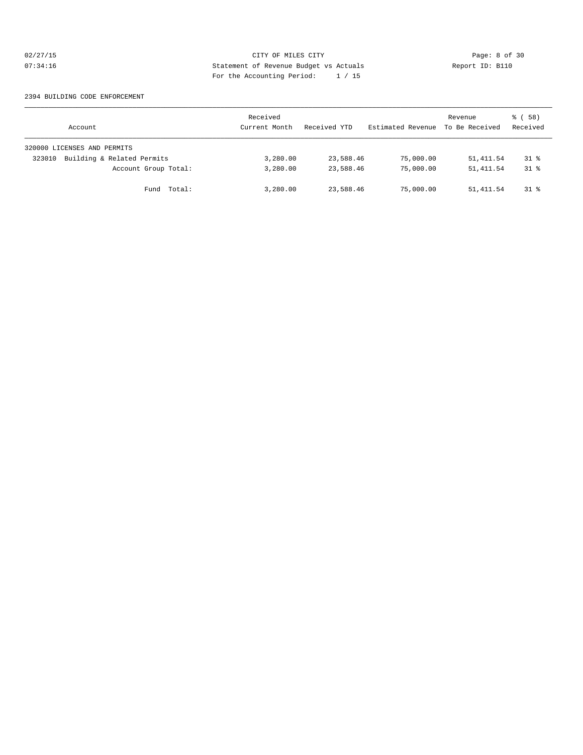CITY OF MILES CITY
Statement of Revenue Budget vs Actuals
For the Accounting Period: 1 / 15

02/27/15
07:34:16

Report ID: B110

2394 BUILDING CODE ENFORCEMENT

| Account | Received Current Month | Received YTD | Estimated Revenue | Revenue To Be Received | % ( 58) Received |
|---|---|---|---|---|---|
| 320000 LICENSES AND PERMITS | | | | | |
| 323010 Building & Related Permits | 3,280.00 | 23,588.46 | 75,000.00 | 51,411.54 | 31 % |
| Account Group Total: | 3,280.00 | 23,588.46 | 75,000.00 | 51,411.54 | 31 % |
| Fund Total: | 3,280.00 | 23,588.46 | 75,000.00 | 51,411.54 | 31 % |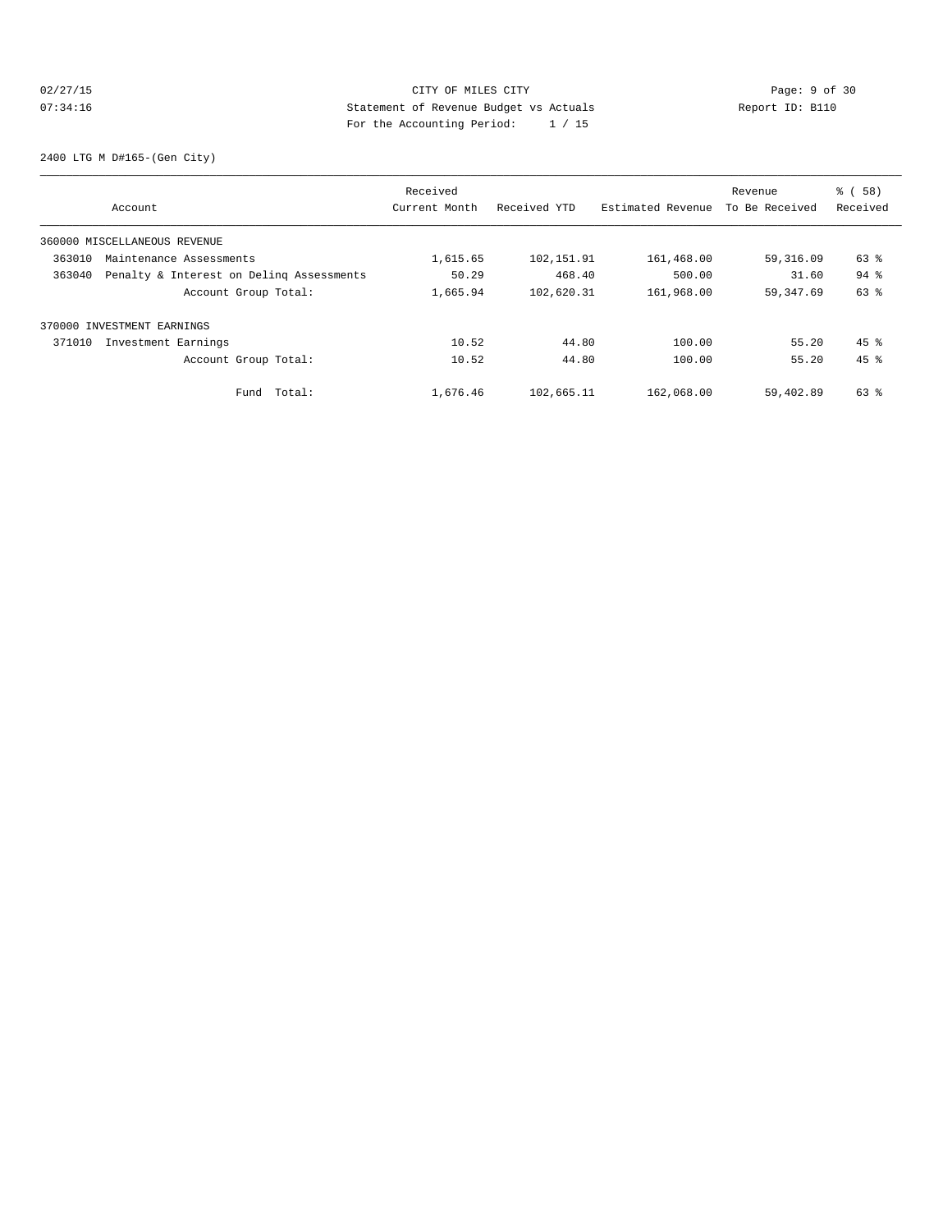CITY OF MILES CITY
Statement of Revenue Budget vs Actuals
For the Accounting Period: 1 / 15

02/27/15
07:34:16

Report ID: B110

2400 LTG M D#165-(Gen City)

| Account | Received Current Month | Received YTD | Estimated Revenue | Revenue To Be Received | % ( 58) Received |
|---|---|---|---|---|---|
| 360000 MISCELLANEOUS REVENUE | | | | | |
| 363010 Maintenance Assessments | 1,615.65 | 102,151.91 | 161,468.00 | 59,316.09 | 63 % |
| 363040 Penalty & Interest on Delinq Assessments | 50.29 | 468.40 | 500.00 | 31.60 | 94 % |
| Account Group Total: | 1,665.94 | 102,620.31 | 161,968.00 | 59,347.69 | 63 % |
| 370000 INVESTMENT EARNINGS | | | | | |
| 371010 Investment Earnings | 10.52 | 44.80 | 100.00 | 55.20 | 45 % |
| Account Group Total: | 10.52 | 44.80 | 100.00 | 55.20 | 45 % |
| Fund Total: | 1,676.46 | 102,665.11 | 162,068.00 | 59,402.89 | 63 % |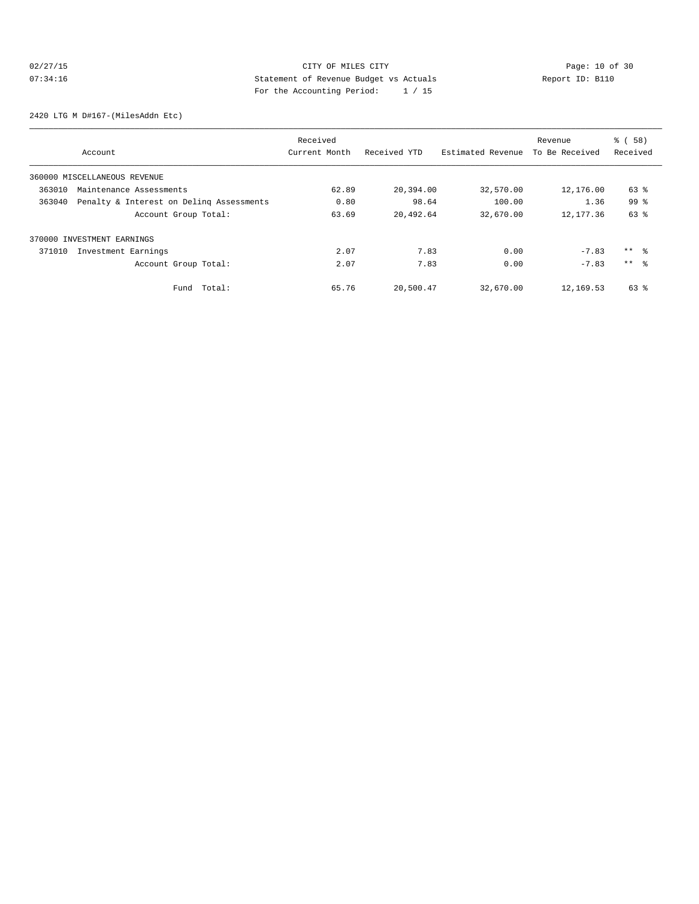CITY OF MILES CITY
Statement of Revenue Budget vs Actuals
For the Accounting Period: 1 / 15

02/27/15
07:34:16

Report ID: B110

2420 LTG M D#167-(MilesAddn Etc)

| Account | Received Current Month | Received YTD | Estimated Revenue | Revenue To Be Received | % ( 58) Received |
|---|---|---|---|---|---|
| 360000 MISCELLANEOUS REVENUE | | | | | |
| 363010 Maintenance Assessments | 62.89 | 20,394.00 | 32,570.00 | 12,176.00 | 63 % |
| 363040 Penalty & Interest on Delinq Assessments | 0.80 | 98.64 | 100.00 | 1.36 | 99 % |
| Account Group Total: | 63.69 | 20,492.64 | 32,670.00 | 12,177.36 | 63 % |
| 370000 INVESTMENT EARNINGS | | | | | |
| 371010 Investment Earnings | 2.07 | 7.83 | 0.00 | -7.83 | ** % |
| Account Group Total: | 2.07 | 7.83 | 0.00 | -7.83 | ** % |
| Fund Total: | 65.76 | 20,500.47 | 32,670.00 | 12,169.53 | 63 % |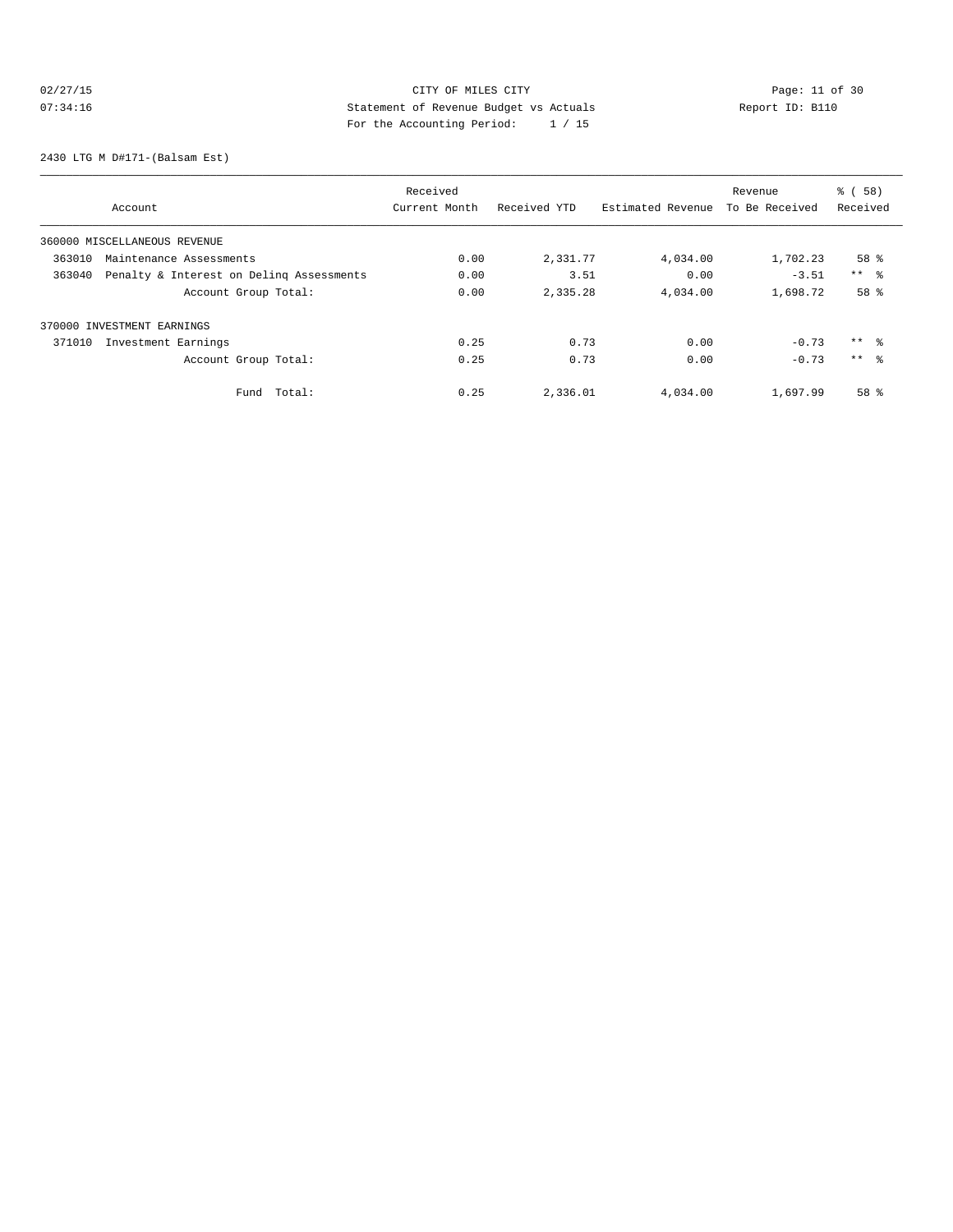CITY OF MILES CITY
Statement of Revenue Budget vs Actuals
For the Accounting Period: 1 / 15

02/27/15
07:34:16

Report ID: B110

2430 LTG M D#171-(Balsam Est)

| Account | Received Current Month | Received YTD | Estimated Revenue | Revenue To Be Received | % ( 58) Received |
|---|---|---|---|---|---|
| 360000 MISCELLANEOUS REVENUE | | | | | |
| 363010 Maintenance Assessments | 0.00 | 2,331.77 | 4,034.00 | 1,702.23 | 58 % |
| 363040 Penalty & Interest on Delinq Assessments | 0.00 | 3.51 | 0.00 | -3.51 | ** % |
| Account Group Total: | 0.00 | 2,335.28 | 4,034.00 | 1,698.72 | 58 % |
| 370000 INVESTMENT EARNINGS | | | | | |
| 371010 Investment Earnings | 0.25 | 0.73 | 0.00 | -0.73 | ** % |
| Account Group Total: | 0.25 | 0.73 | 0.00 | -0.73 | ** % |
| Fund Total: | 0.25 | 2,336.01 | 4,034.00 | 1,697.99 | 58 % |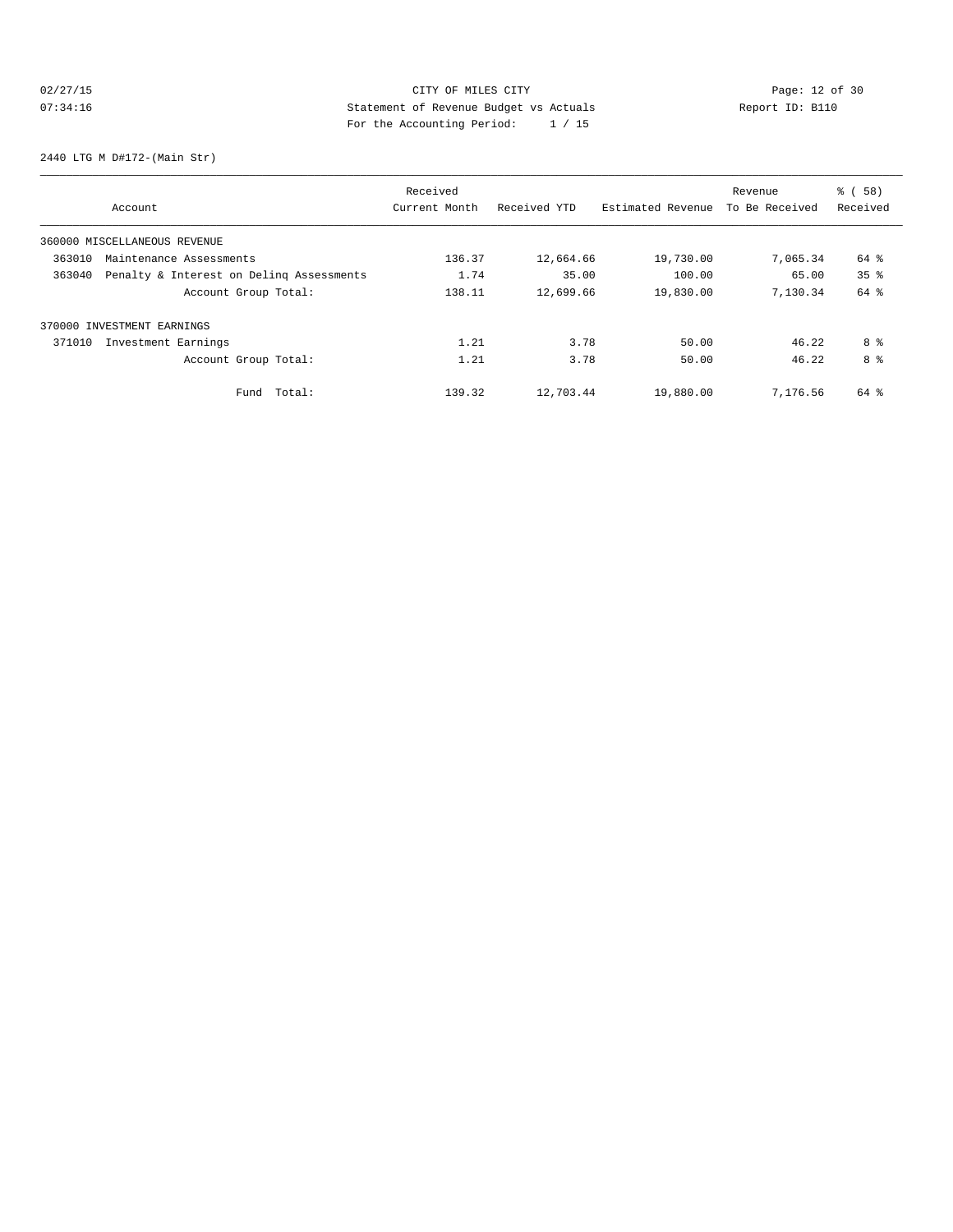CITY OF MILES CITY

Statement of Revenue Budget vs Actuals

For the Accounting Period: 1 / 15

02/27/15
07:34:16

Report ID: B110

2440 LTG M D#172-(Main Str)

| Account | Received Current Month | Received YTD | Estimated Revenue | Revenue To Be Received | % ( 58) Received |
|---|---|---|---|---|---|
| 360000 MISCELLANEOUS REVENUE | | | | | |
| 363010 Maintenance Assessments | 136.37 | 12,664.66 | 19,730.00 | 7,065.34 | 64 % |
| 363040 Penalty & Interest on Delinq Assessments | 1.74 | 35.00 | 100.00 | 65.00 | 35 % |
| Account Group Total: | 138.11 | 12,699.66 | 19,830.00 | 7,130.34 | 64 % |
| 370000 INVESTMENT EARNINGS | | | | | |
| 371010 Investment Earnings | 1.21 | 3.78 | 50.00 | 46.22 | 8 % |
| Account Group Total: | 1.21 | 3.78 | 50.00 | 46.22 | 8 % |
| Fund Total: | 139.32 | 12,703.44 | 19,880.00 | 7,176.56 | 64 % |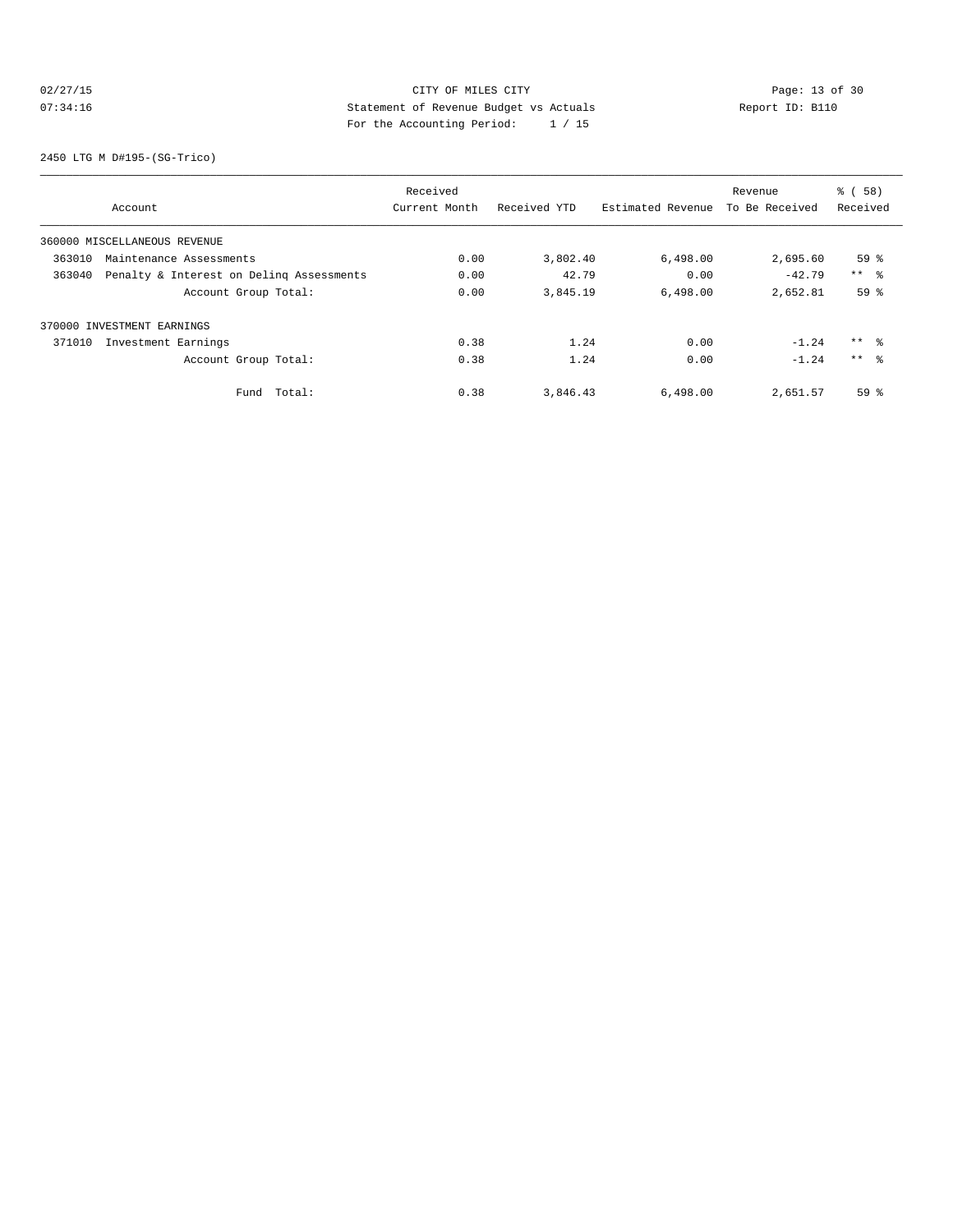CITY OF MILES CITY
Statement of Revenue Budget vs Actuals
For the Accounting Period: 1 / 15

02/27/15
07:34:16

Report ID: B110

2450 LTG M D#195-(SG-Trico)

| Account | Received Current Month | Received YTD | Estimated Revenue | Revenue To Be Received | % ( 58) Received |
|---|---|---|---|---|---|
| 360000 MISCELLANEOUS REVENUE | | | | | |
| 363010 Maintenance Assessments | 0.00 | 3,802.40 | 6,498.00 | 2,695.60 | 59 % |
| 363040 Penalty & Interest on Delinq Assessments | 0.00 | 42.79 | 0.00 | -42.79 | ** % |
| Account Group Total: | 0.00 | 3,845.19 | 6,498.00 | 2,652.81 | 59 % |
| 370000 INVESTMENT EARNINGS | | | | | |
| 371010 Investment Earnings | 0.38 | 1.24 | 0.00 | -1.24 | ** % |
| Account Group Total: | 0.38 | 1.24 | 0.00 | -1.24 | ** % |
| Fund Total: | 0.38 | 3,846.43 | 6,498.00 | 2,651.57 | 59 % |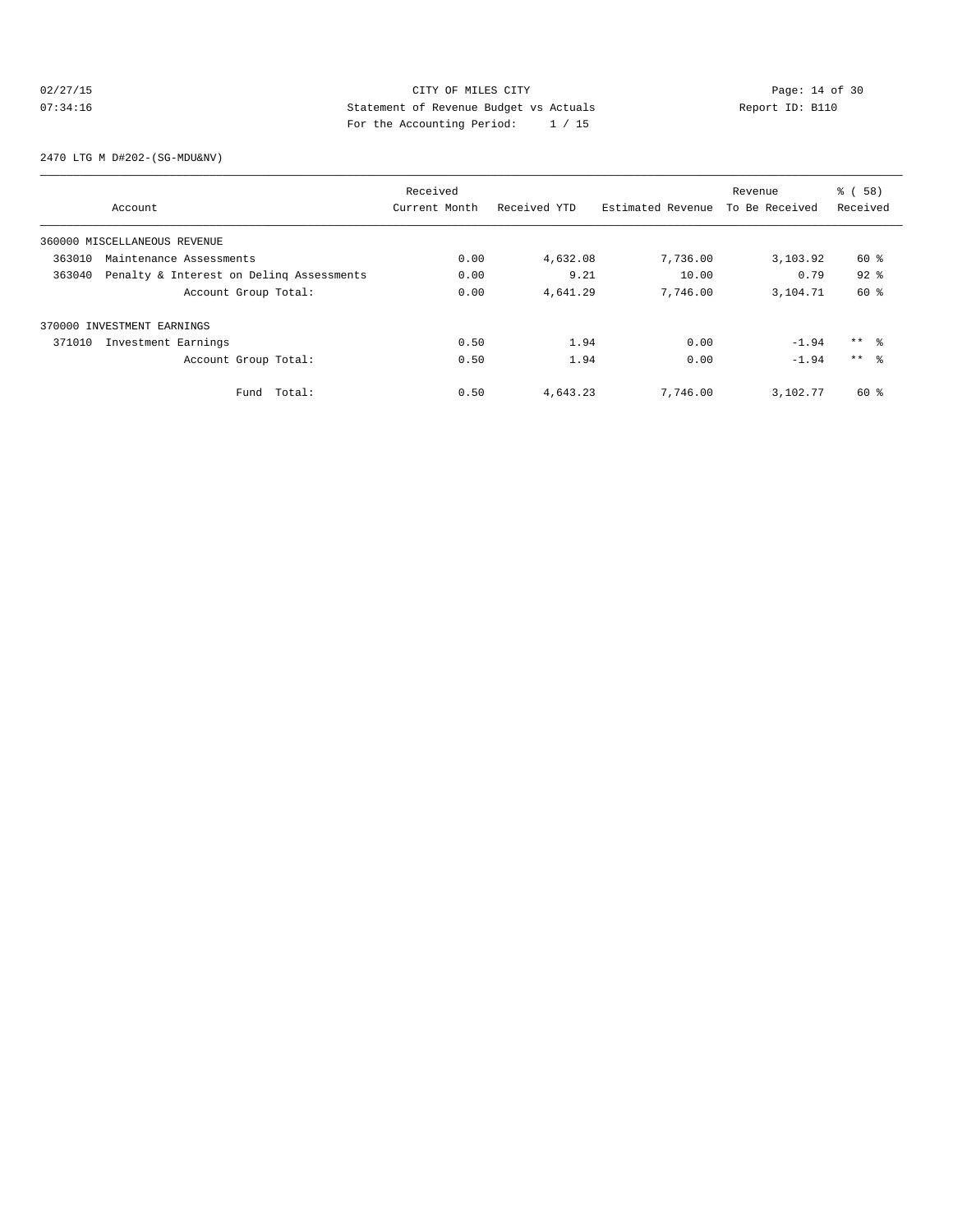CITY OF MILES CITY
Statement of Revenue Budget vs Actuals
For the Accounting Period: 1 / 15

02/27/15
07:34:16

Report ID: B110

2470 LTG M D#202-(SG-MDU&NV)

| Account | Received Current Month | Received YTD | Estimated Revenue | Revenue To Be Received | % ( 58) Received |
|---|---|---|---|---|---|
| 360000 MISCELLANEOUS REVENUE | | | | | |
| 363010 Maintenance Assessments | 0.00 | 4,632.08 | 7,736.00 | 3,103.92 | 60 % |
| 363040 Penalty & Interest on Delinq Assessments | 0.00 | 9.21 | 10.00 | 0.79 | 92 % |
| Account Group Total: | 0.00 | 4,641.29 | 7,746.00 | 3,104.71 | 60 % |
| 370000 INVESTMENT EARNINGS | | | | | |
| 371010 Investment Earnings | 0.50 | 1.94 | 0.00 | -1.94 | ** % |
| Account Group Total: | 0.50 | 1.94 | 0.00 | -1.94 | ** % |
| Fund Total: | 0.50 | 4,643.23 | 7,746.00 | 3,102.77 | 60 % |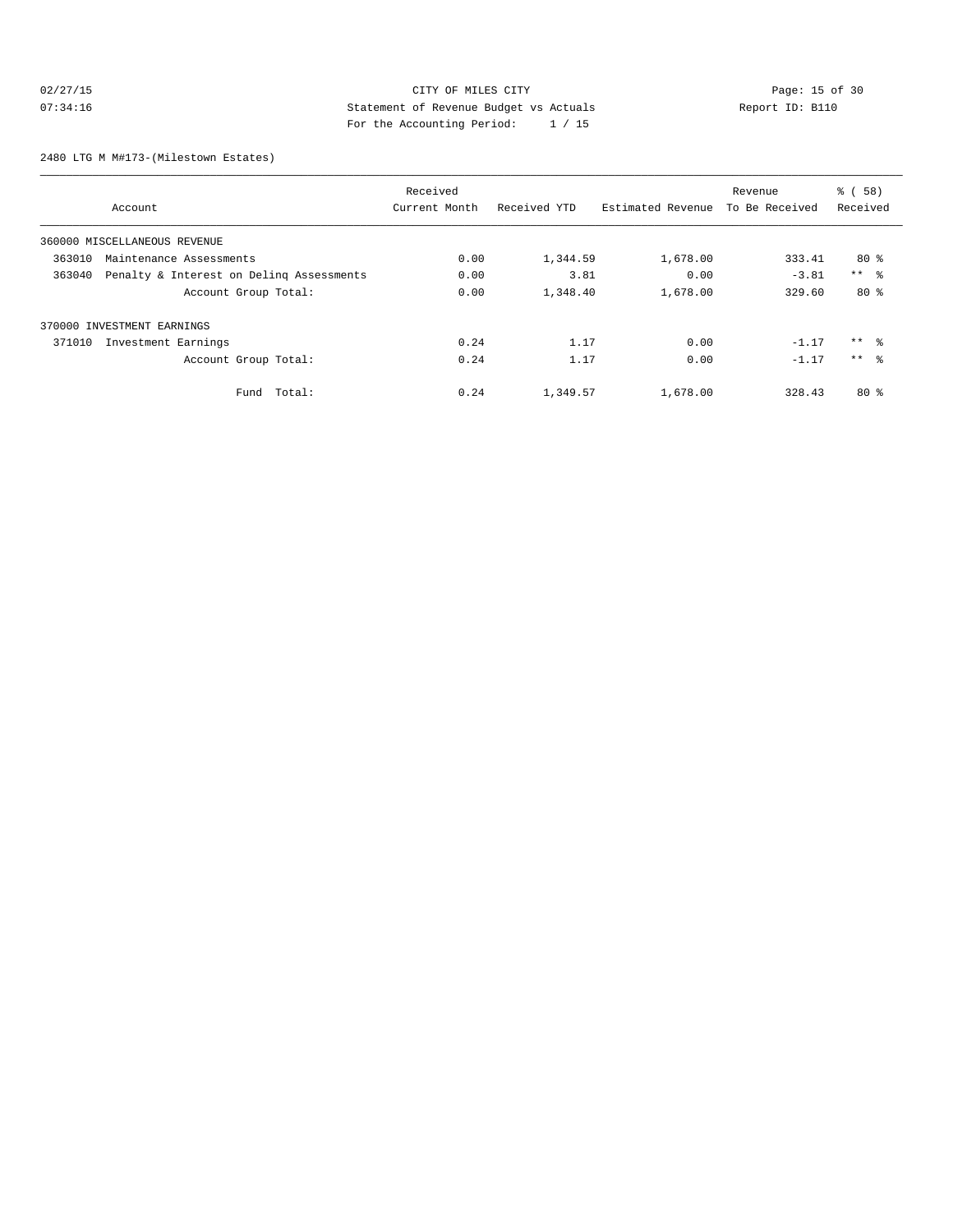CITY OF MILES CITY
Statement of Revenue Budget vs Actuals
For the Accounting Period: 1 / 15

02/27/15
07:34:16

Report ID: B110

2480 LTG M M#173-(Milestown Estates)

| Account | Received Current Month | Received YTD | Estimated Revenue | Revenue To Be Received | % ( 58) Received |
|---|---|---|---|---|---|
| 360000 MISCELLANEOUS REVENUE | | | | | |
| 363010 Maintenance Assessments | 0.00 | 1,344.59 | 1,678.00 | 333.41 | 80 % |
| 363040 Penalty & Interest on Delinq Assessments | 0.00 | 3.81 | 0.00 | -3.81 | ** % |
| Account Group Total: | 0.00 | 1,348.40 | 1,678.00 | 329.60 | 80 % |
| 370000 INVESTMENT EARNINGS | | | | | |
| 371010 Investment Earnings | 0.24 | 1.17 | 0.00 | -1.17 | ** % |
| Account Group Total: | 0.24 | 1.17 | 0.00 | -1.17 | ** % |
| Fund Total: | 0.24 | 1,349.57 | 1,678.00 | 328.43 | 80 % |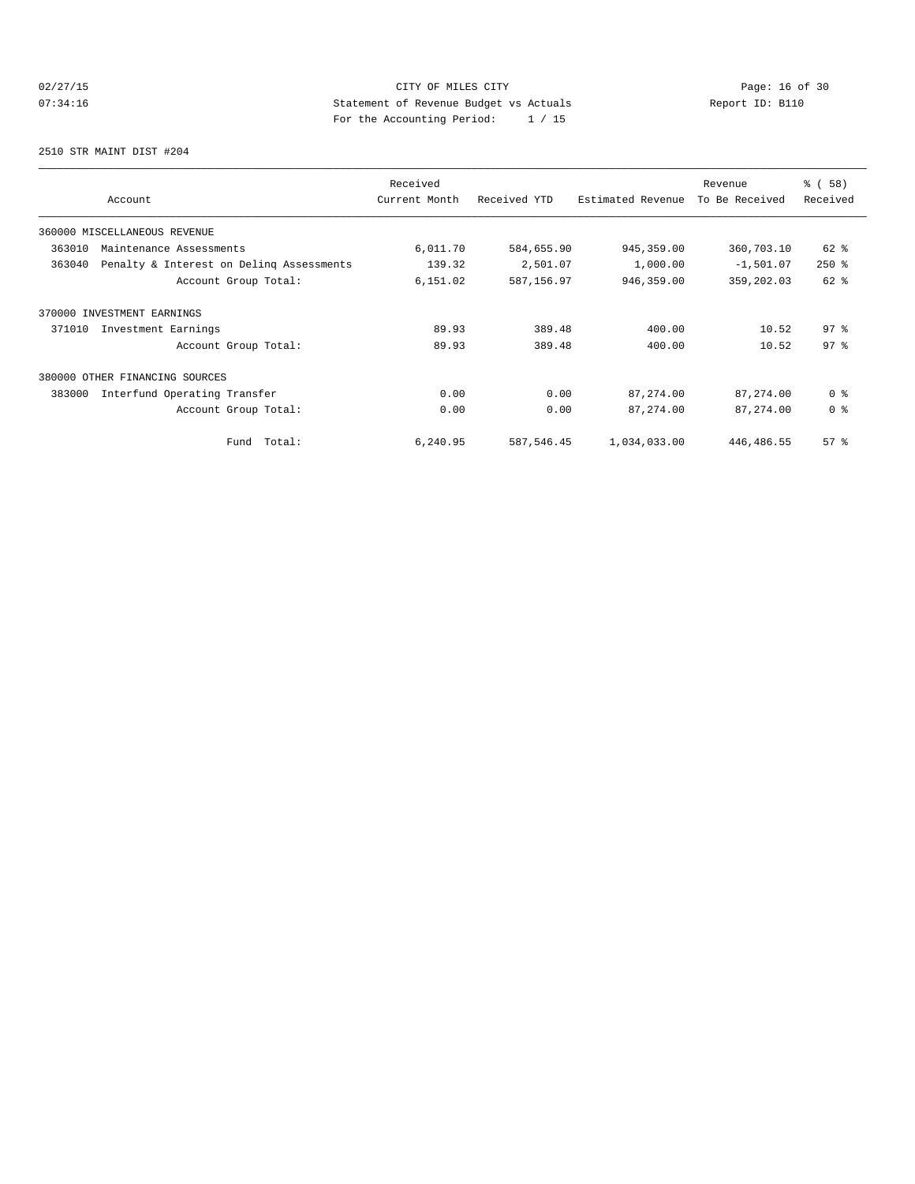CITY OF MILES CITY
Statement of Revenue Budget vs Actuals
For the Accounting Period: 1 / 15

02/27/15
07:34:16

Report ID: B110

2510 STR MAINT DIST #204

| Account | Received Current Month | Received YTD | Estimated Revenue | Revenue To Be Received | % ( 58) Received |
|---|---|---|---|---|---|
| 360000 MISCELLANEOUS REVENUE | | | | | |
| 363010 Maintenance Assessments | 6,011.70 | 584,655.90 | 945,359.00 | 360,703.10 | 62 % |
| 363040 Penalty & Interest on Delinq Assessments | 139.32 | 2,501.07 | 1,000.00 | -1,501.07 | 250 % |
| Account Group Total: | 6,151.02 | 587,156.97 | 946,359.00 | 359,202.03 | 62 % |
| 370000 INVESTMENT EARNINGS | | | | | |
| 371010 Investment Earnings | 89.93 | 389.48 | 400.00 | 10.52 | 97 % |
| Account Group Total: | 89.93 | 389.48 | 400.00 | 10.52 | 97 % |
| 380000 OTHER FINANCING SOURCES | | | | | |
| 383000 Interfund Operating Transfer | 0.00 | 0.00 | 87,274.00 | 87,274.00 | 0 % |
| Account Group Total: | 0.00 | 0.00 | 87,274.00 | 87,274.00 | 0 % |
| Fund Total: | 6,240.95 | 587,546.45 | 1,034,033.00 | 446,486.55 | 57 % |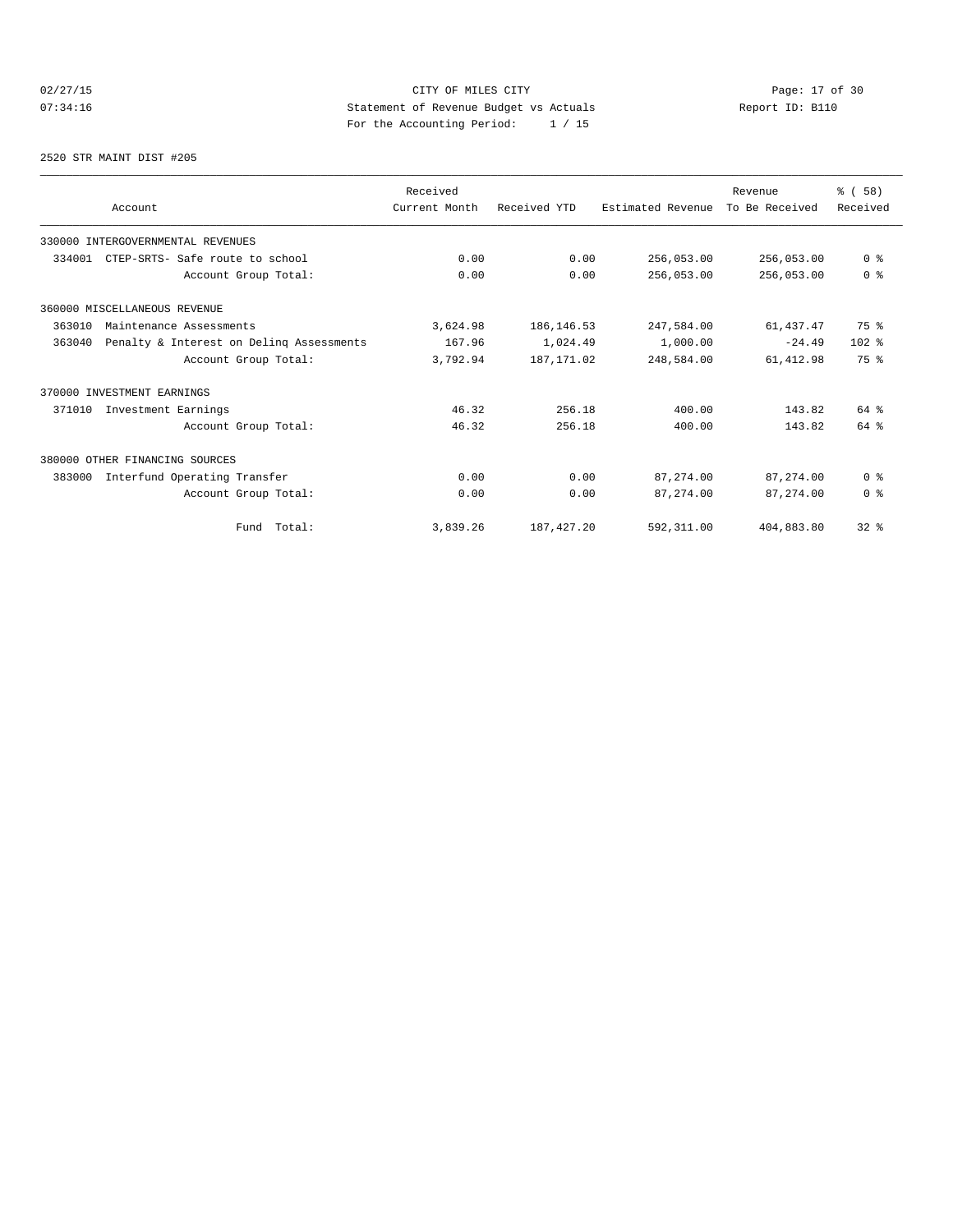CITY OF MILES CITY
Statement of Revenue Budget vs Actuals
For the Accounting Period: 1 / 15

2520 STR MAINT DIST #205

| Account | Received Current Month | Received YTD | Estimated Revenue | Revenue To Be Received | % ( 58) Received |
|---|---|---|---|---|---|
| 330000 INTERGOVERNMENTAL REVENUES | | | | | |
| 334001 CTEP-SRTS- Safe route to school | 0.00 | 0.00 | 256,053.00 | 256,053.00 | 0 % |
| Account Group Total: | 0.00 | 0.00 | 256,053.00 | 256,053.00 | 0 % |
| 360000 MISCELLANEOUS REVENUE | | | | | |
| 363010 Maintenance Assessments | 3,624.98 | 186,146.53 | 247,584.00 | 61,437.47 | 75 % |
| 363040 Penalty & Interest on Delinq Assessments | 167.96 | 1,024.49 | 1,000.00 | -24.49 | 102 % |
| Account Group Total: | 3,792.94 | 187,171.02 | 248,584.00 | 61,412.98 | 75 % |
| 370000 INVESTMENT EARNINGS | | | | | |
| 371010 Investment Earnings | 46.32 | 256.18 | 400.00 | 143.82 | 64 % |
| Account Group Total: | 46.32 | 256.18 | 400.00 | 143.82 | 64 % |
| 380000 OTHER FINANCING SOURCES | | | | | |
| 383000 Interfund Operating Transfer | 0.00 | 0.00 | 87,274.00 | 87,274.00 | 0 % |
| Account Group Total: | 0.00 | 0.00 | 87,274.00 | 87,274.00 | 0 % |
| Fund Total: | 3,839.26 | 187,427.20 | 592,311.00 | 404,883.80 | 32 % |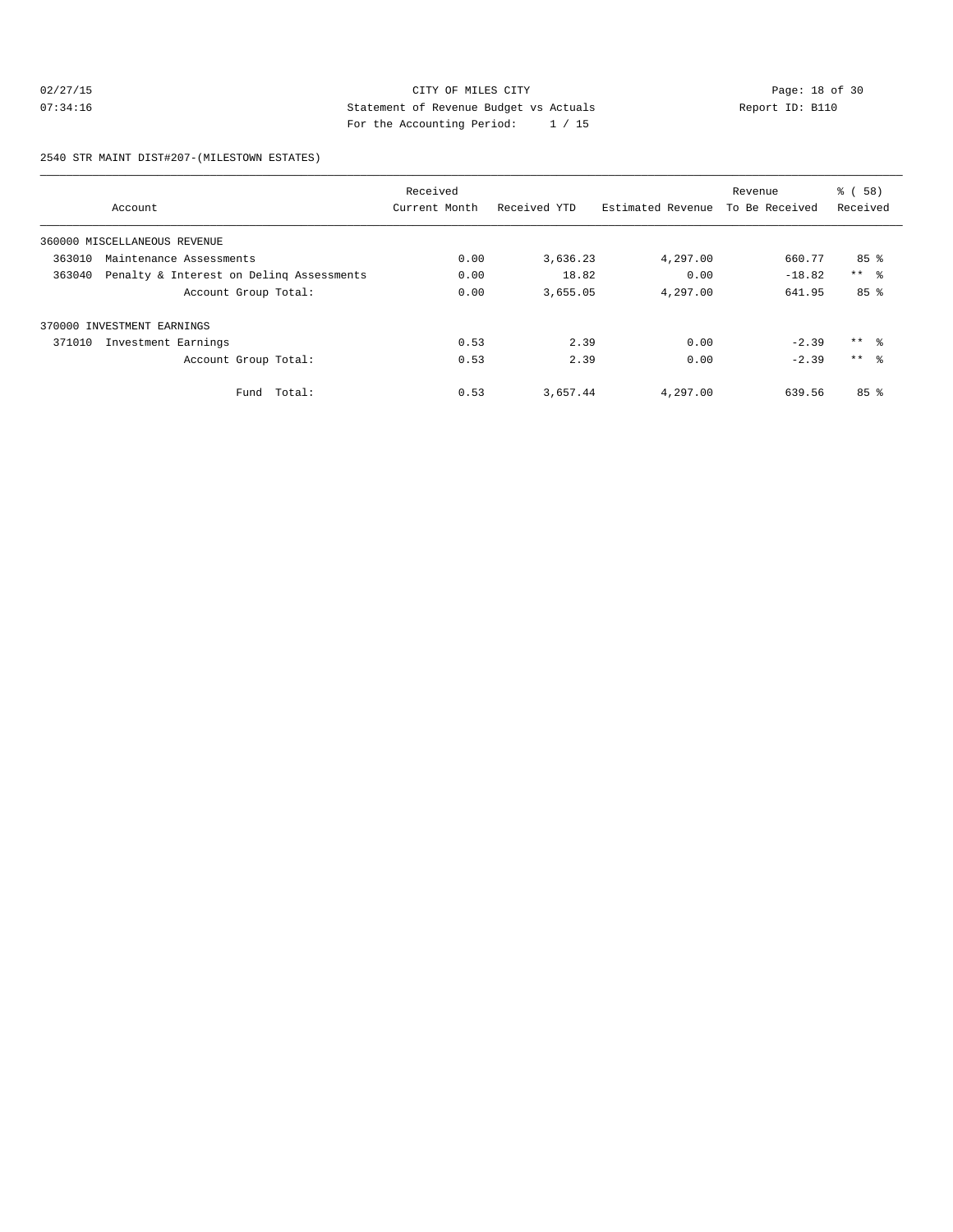CITY OF MILES CITY
Statement of Revenue Budget vs Actuals
For the Accounting Period: 1 / 15

Report ID: B110

## 2540 STR MAINT DIST#207-(MILESTOWN ESTATES)

| Account | Received Current Month | Received YTD | Estimated Revenue | Revenue To Be Received | % ( 58) Received |
|---|---|---|---|---|---|
| 360000 MISCELLANEOUS REVENUE | | | | | |
| 363010 Maintenance Assessments | 0.00 | 3,636.23 | 4,297.00 | 660.77 | 85 % |
| 363040 Penalty & Interest on Delinq Assessments | 0.00 | 18.82 | 0.00 | -18.82 | ** % |
| Account Group Total: | 0.00 | 3,655.05 | 4,297.00 | 641.95 | 85 % |
| 370000 INVESTMENT EARNINGS | | | | | |
| 371010 Investment Earnings | 0.53 | 2.39 | 0.00 | -2.39 | ** % |
| Account Group Total: | 0.53 | 2.39 | 0.00 | -2.39 | ** % |
| Fund Total: | 0.53 | 3,657.44 | 4,297.00 | 639.56 | 85 % |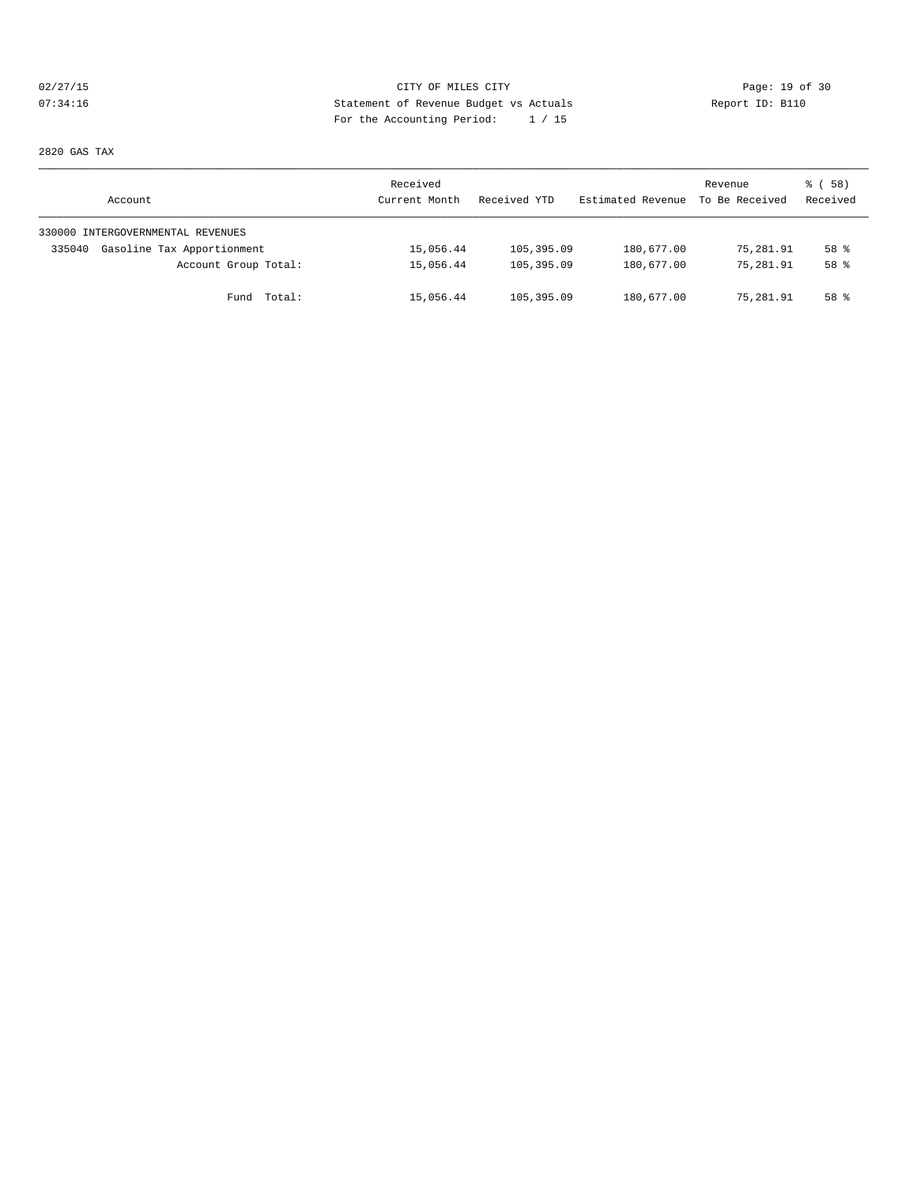CITY OF MILES CITY
Statement of Revenue Budget vs Actuals
For the Accounting Period: 1 / 15

02/27/15
07:34:16

Report ID: B110

2820 GAS TAX

| Account | Received Current Month | Received YTD | Estimated Revenue | Revenue To Be Received | % ( 58) Received |
|---|---|---|---|---|---|
| 330000 INTERGOVERNMENTAL REVENUES | | | | | |
| 335040 Gasoline Tax Apportionment | 15,056.44 | 105,395.09 | 180,677.00 | 75,281.91 | 58 % |
| Account Group Total: | 15,056.44 | 105,395.09 | 180,677.00 | 75,281.91 | 58 % |
| Fund Total: | 15,056.44 | 105,395.09 | 180,677.00 | 75,281.91 | 58 % |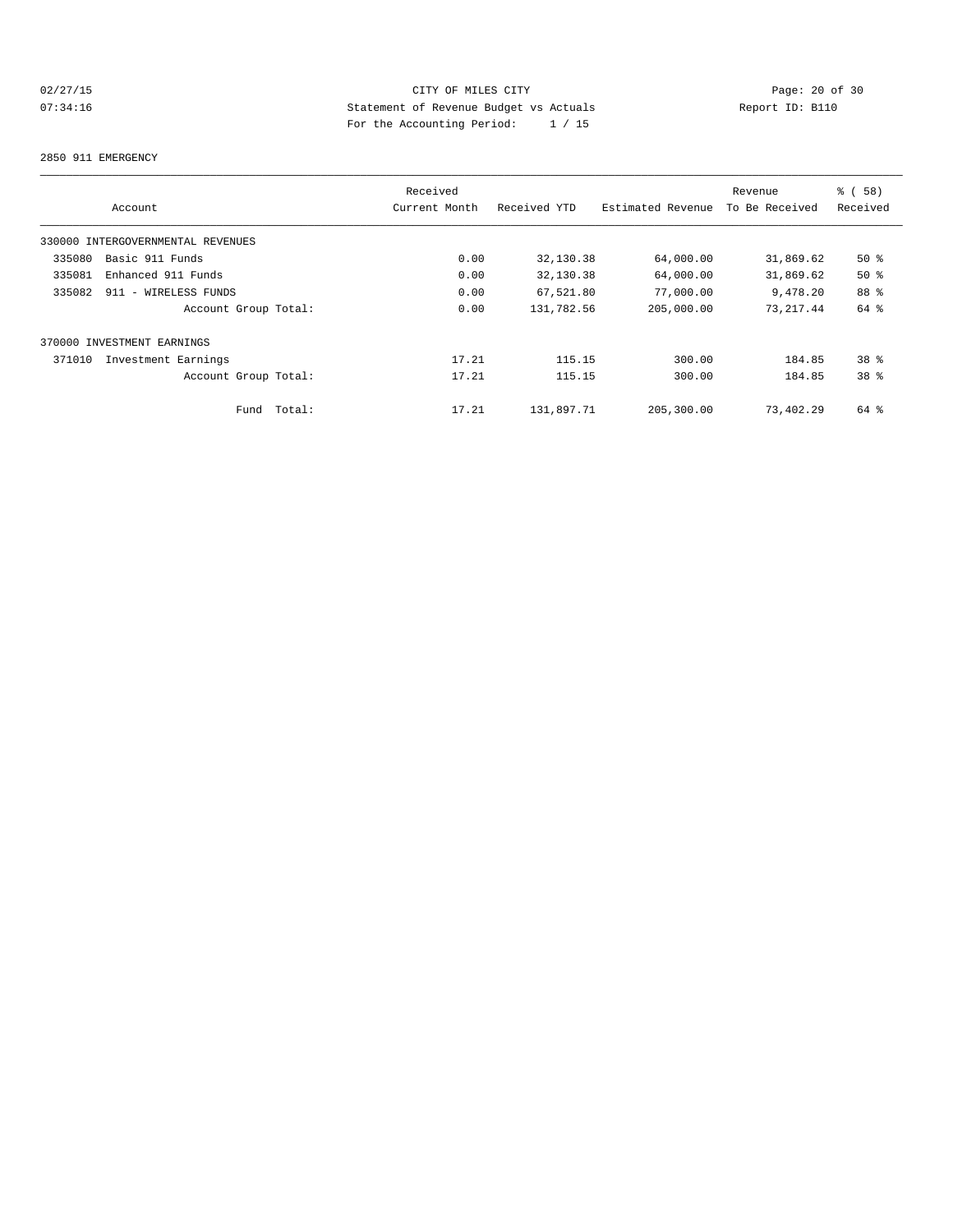CITY OF MILES CITY
Statement of Revenue Budget vs Actuals
For the Accounting Period: 1 / 15

02/27/15
07:34:16

Report ID: B110

2850 911 EMERGENCY

| Account | Received Current Month | Received YTD | Estimated Revenue | Revenue To Be Received | % ( 58) Received |
|---|---|---|---|---|---|
| 330000 INTERGOVERNMENTAL REVENUES | | | | | |
| 335080 Basic 911 Funds | 0.00 | 32,130.38 | 64,000.00 | 31,869.62 | 50 % |
| 335081 Enhanced 911 Funds | 0.00 | 32,130.38 | 64,000.00 | 31,869.62 | 50 % |
| 335082 911 - WIRELESS FUNDS | 0.00 | 67,521.80 | 77,000.00 | 9,478.20 | 88 % |
| Account Group Total: | 0.00 | 131,782.56 | 205,000.00 | 73,217.44 | 64 % |
| 370000 INVESTMENT EARNINGS | | | | | |
| 371010 Investment Earnings | 17.21 | 115.15 | 300.00 | 184.85 | 38 % |
| Account Group Total: | 17.21 | 115.15 | 300.00 | 184.85 | 38 % |
| Fund Total: | 17.21 | 131,897.71 | 205,300.00 | 73,402.29 | 64 % |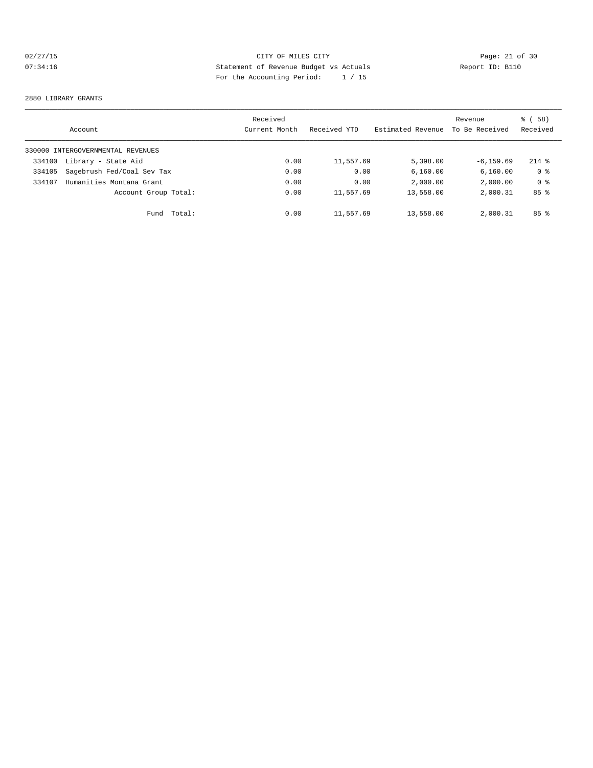CITY OF MILES CITY

Statement of Revenue Budget vs Actuals

For the Accounting Period: 1 / 15

2880 LIBRARY GRANTS

| Account | Received Current Month | Received YTD | Estimated Revenue | Revenue To Be Received | % ( 58) Received |
|---|---|---|---|---|---|
| 330000 INTERGOVERNMENTAL REVENUES | | | | | |
| 334100 Library - State Aid | 0.00 | 11,557.69 | 5,398.00 | -6,159.69 | 214 % |
| 334105 Sagebrush Fed/Coal Sev Tax | 0.00 | 0.00 | 6,160.00 | 6,160.00 | 0 % |
| 334107 Humanities Montana Grant | 0.00 | 0.00 | 2,000.00 | 2,000.00 | 0 % |
| Account Group Total: | 0.00 | 11,557.69 | 13,558.00 | 2,000.31 | 85 % |
| Fund Total: | 0.00 | 11,557.69 | 13,558.00 | 2,000.31 | 85 % |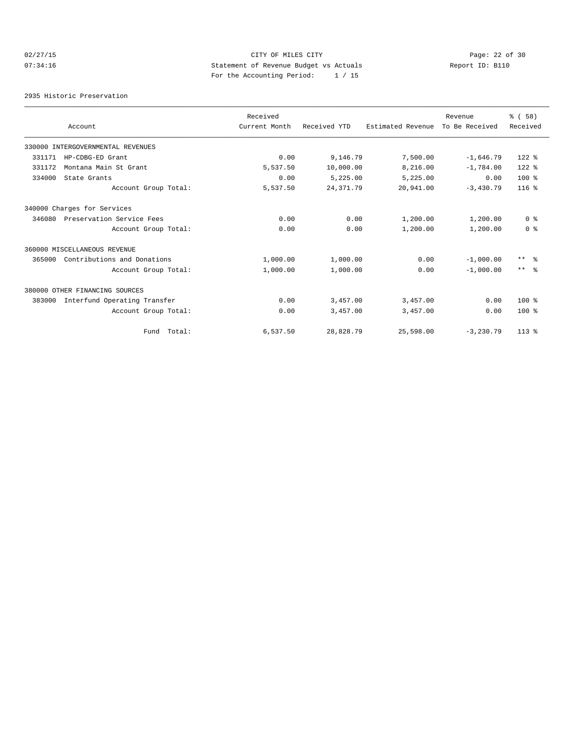CITY OF MILES CITY

Statement of Revenue Budget vs Actuals

For the Accounting Period: 1 / 15

02/27/15 07:34:16 — Report ID: B110

2935 Historic Preservation

| Account | Received Current Month | Received YTD | Estimated Revenue | Revenue To Be Received | % ( 58) Received |
|---|---|---|---|---|---|
| 330000 INTERGOVERNMENTAL REVENUES | | | | | |
| 331171 HP-CDBG-ED Grant | 0.00 | 9,146.79 | 7,500.00 | -1,646.79 | 122 % |
| 331172 Montana Main St Grant | 5,537.50 | 10,000.00 | 8,216.00 | -1,784.00 | 122 % |
| 334000 State Grants | 0.00 | 5,225.00 | 5,225.00 | 0.00 | 100 % |
| Account Group Total: | 5,537.50 | 24,371.79 | 20,941.00 | -3,430.79 | 116 % |
| 340000 Charges for Services | | | | | |
| 346080 Preservation Service Fees | 0.00 | 0.00 | 1,200.00 | 1,200.00 | 0 % |
| Account Group Total: | 0.00 | 0.00 | 1,200.00 | 1,200.00 | 0 % |
| 360000 MISCELLANEOUS REVENUE | | | | | |
| 365000 Contributions and Donations | 1,000.00 | 1,000.00 | 0.00 | -1,000.00 | ** % |
| Account Group Total: | 1,000.00 | 1,000.00 | 0.00 | -1,000.00 | ** % |
| 380000 OTHER FINANCING SOURCES | | | | | |
| 383000 Interfund Operating Transfer | 0.00 | 3,457.00 | 3,457.00 | 0.00 | 100 % |
| Account Group Total: | 0.00 | 3,457.00 | 3,457.00 | 0.00 | 100 % |
| Fund Total: | 6,537.50 | 28,828.79 | 25,598.00 | -3,230.79 | 113 % |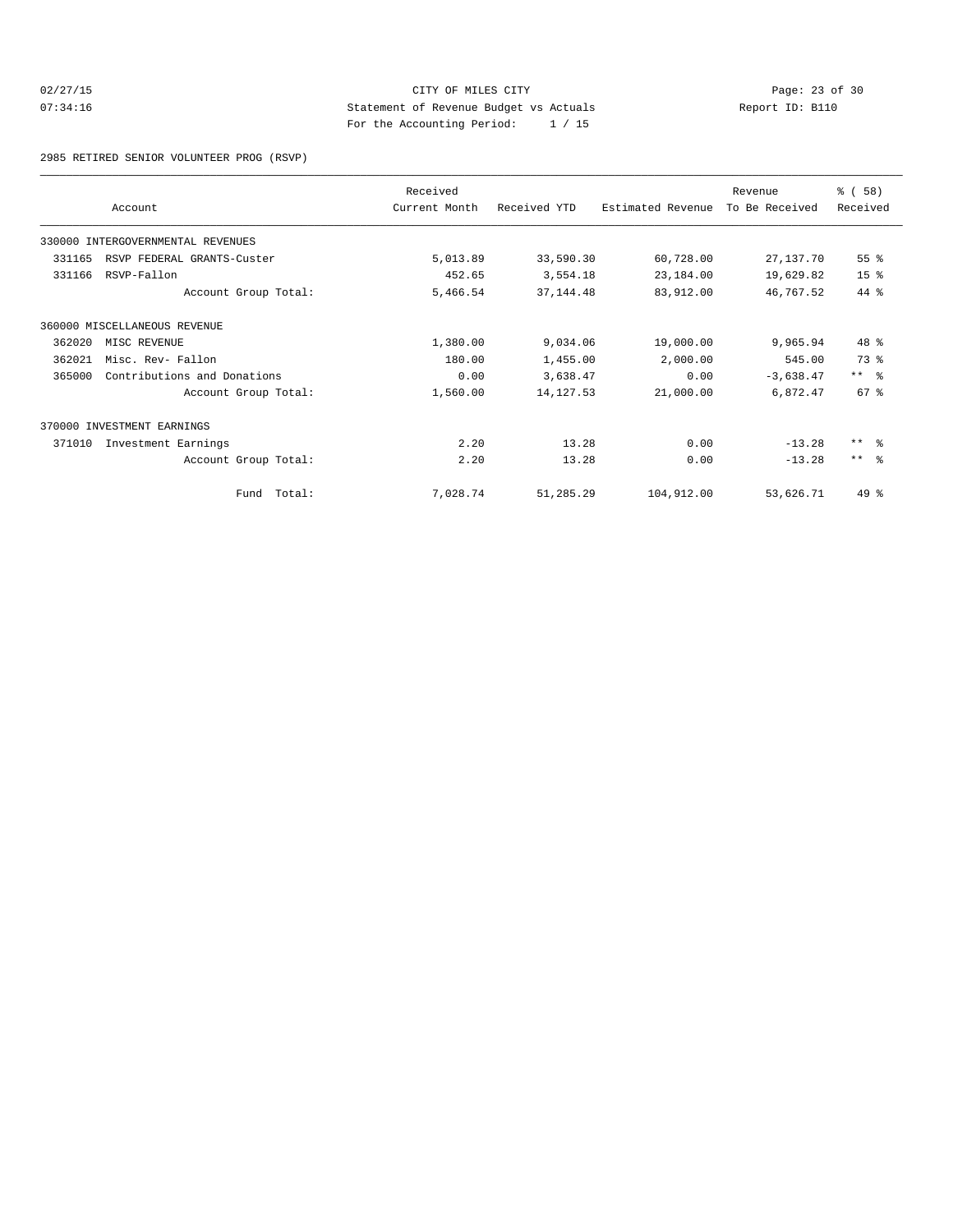CITY OF MILES CITY

Statement of Revenue Budget vs Actuals

For the Accounting Period: 1 / 15

02/27/15 07:34:16 Report ID: B110

2985 RETIRED SENIOR VOLUNTEER PROG (RSVP)

| Account | Received Current Month | Received YTD | Estimated Revenue | Revenue To Be Received | % ( 58) Received |
|---|---|---|---|---|---|
| 330000 INTERGOVERNMENTAL REVENUES | | | | | |
| 331165 RSVP FEDERAL GRANTS-Custer | 5,013.89 | 33,590.30 | 60,728.00 | 27,137.70 | 55 % |
| 331166 RSVP-Fallon | 452.65 | 3,554.18 | 23,184.00 | 19,629.82 | 15 % |
| Account Group Total: | 5,466.54 | 37,144.48 | 83,912.00 | 46,767.52 | 44 % |
| 360000 MISCELLANEOUS REVENUE | | | | | |
| 362020 MISC REVENUE | 1,380.00 | 9,034.06 | 19,000.00 | 9,965.94 | 48 % |
| 362021 Misc. Rev- Fallon | 180.00 | 1,455.00 | 2,000.00 | 545.00 | 73 % |
| 365000 Contributions and Donations | 0.00 | 3,638.47 | 0.00 | -3,638.47 | ** % |
| Account Group Total: | 1,560.00 | 14,127.53 | 21,000.00 | 6,872.47 | 67 % |
| 370000 INVESTMENT EARNINGS | | | | | |
| 371010 Investment Earnings | 2.20 | 13.28 | 0.00 | -13.28 | ** % |
| Account Group Total: | 2.20 | 13.28 | 0.00 | -13.28 | ** % |
| Fund Total: | 7,028.74 | 51,285.29 | 104,912.00 | 53,626.71 | 49 % |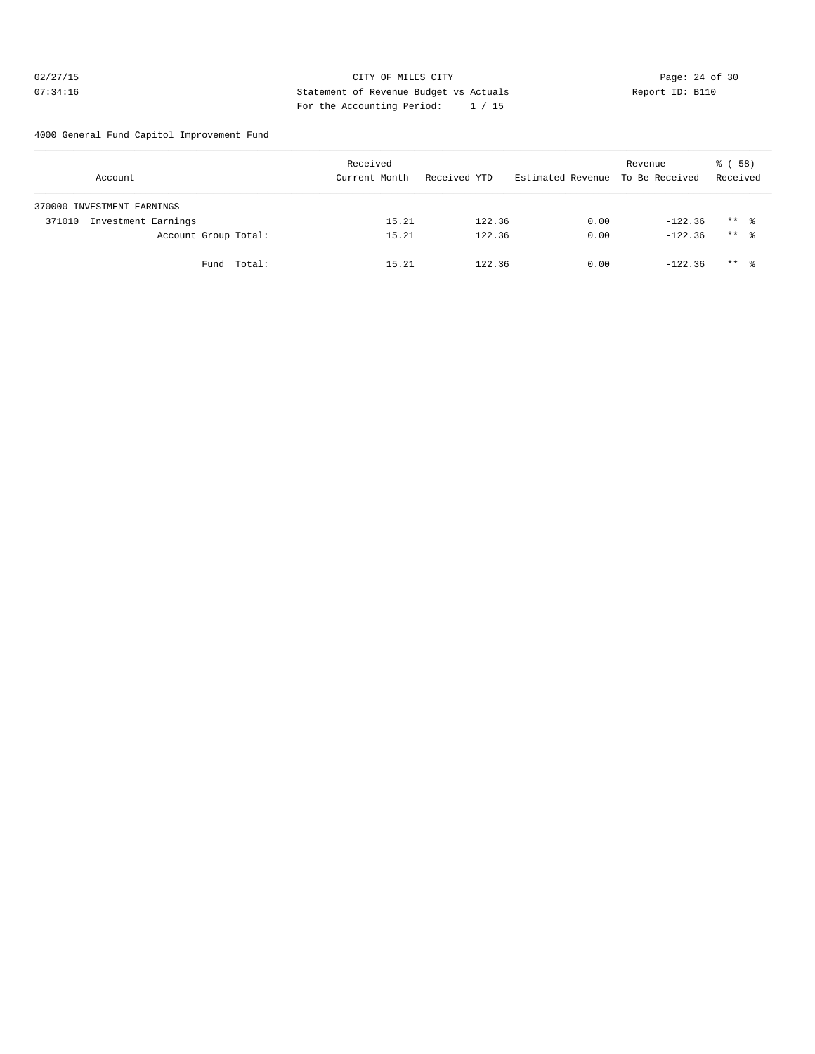CITY OF MILES CITY

Statement of Revenue Budget vs Actuals

For the Accounting Period: 1 / 15

02/27/15 07:34:16 Report ID: B110

4000 General Fund Capitol Improvement Fund

| Account | Received Current Month | Received YTD | Estimated Revenue | Revenue To Be Received | % ( 58) Received |
|---|---|---|---|---|---|
| 370000 INVESTMENT EARNINGS | | | | | |
| 371010 Investment Earnings | 15.21 | 122.36 | 0.00 | -122.36 | ** % |
| Account Group Total: | 15.21 | 122.36 | 0.00 | -122.36 | ** % |
| Fund Total: | 15.21 | 122.36 | 0.00 | -122.36 | ** % |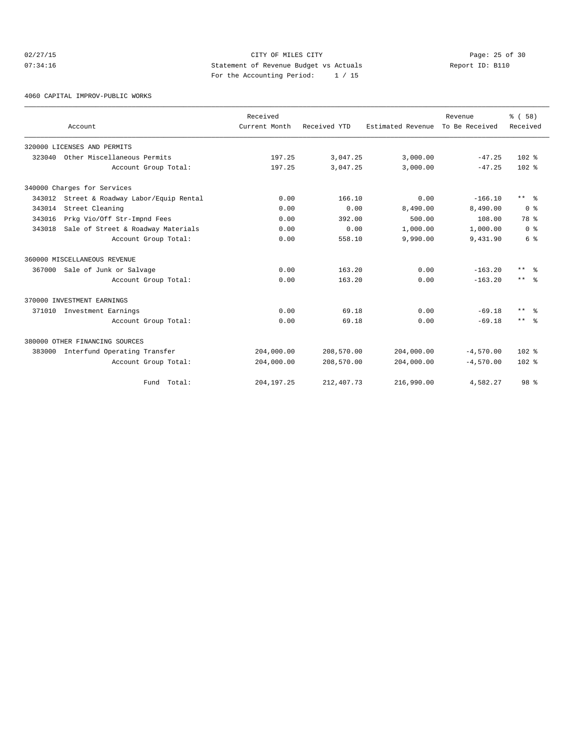CITY OF MILES CITY
Statement of Revenue Budget vs Actuals
For the Accounting Period: 1 / 15

02/27/15
07:34:16

Report ID: B110

4060 CAPITAL IMPROV-PUBLIC WORKS

| Account | Received Current Month | Received YTD | Estimated Revenue | Revenue To Be Received | % ( 58) Received |
|---|---|---|---|---|---|
| 320000 LICENSES AND PERMITS | | | | | |
| 323040 Other Miscellaneous Permits | 197.25 | 3,047.25 | 3,000.00 | -47.25 | 102 % |
| Account Group Total: | 197.25 | 3,047.25 | 3,000.00 | -47.25 | 102 % |
| 340000 Charges for Services | | | | | |
| 343012 Street & Roadway Labor/Equip Rental | 0.00 | 166.10 | 0.00 | -166.10 | ** % |
| 343014 Street Cleaning | 0.00 | 0.00 | 8,490.00 | 8,490.00 | 0 % |
| 343016 Prkg Vio/Off Str-Impnd Fees | 0.00 | 392.00 | 500.00 | 108.00 | 78 % |
| 343018 Sale of Street & Roadway Materials | 0.00 | 0.00 | 1,000.00 | 1,000.00 | 0 % |
| Account Group Total: | 0.00 | 558.10 | 9,990.00 | 9,431.90 | 6 % |
| 360000 MISCELLANEOUS REVENUE | | | | | |
| 367000 Sale of Junk or Salvage | 0.00 | 163.20 | 0.00 | -163.20 | ** % |
| Account Group Total: | 0.00 | 163.20 | 0.00 | -163.20 | ** % |
| 370000 INVESTMENT EARNINGS | | | | | |
| 371010 Investment Earnings | 0.00 | 69.18 | 0.00 | -69.18 | ** % |
| Account Group Total: | 0.00 | 69.18 | 0.00 | -69.18 | ** % |
| 380000 OTHER FINANCING SOURCES | | | | | |
| 383000 Interfund Operating Transfer | 204,000.00 | 208,570.00 | 204,000.00 | -4,570.00 | 102 % |
| Account Group Total: | 204,000.00 | 208,570.00 | 204,000.00 | -4,570.00 | 102 % |
| Fund Total: | 204,197.25 | 212,407.73 | 216,990.00 | 4,582.27 | 98 % |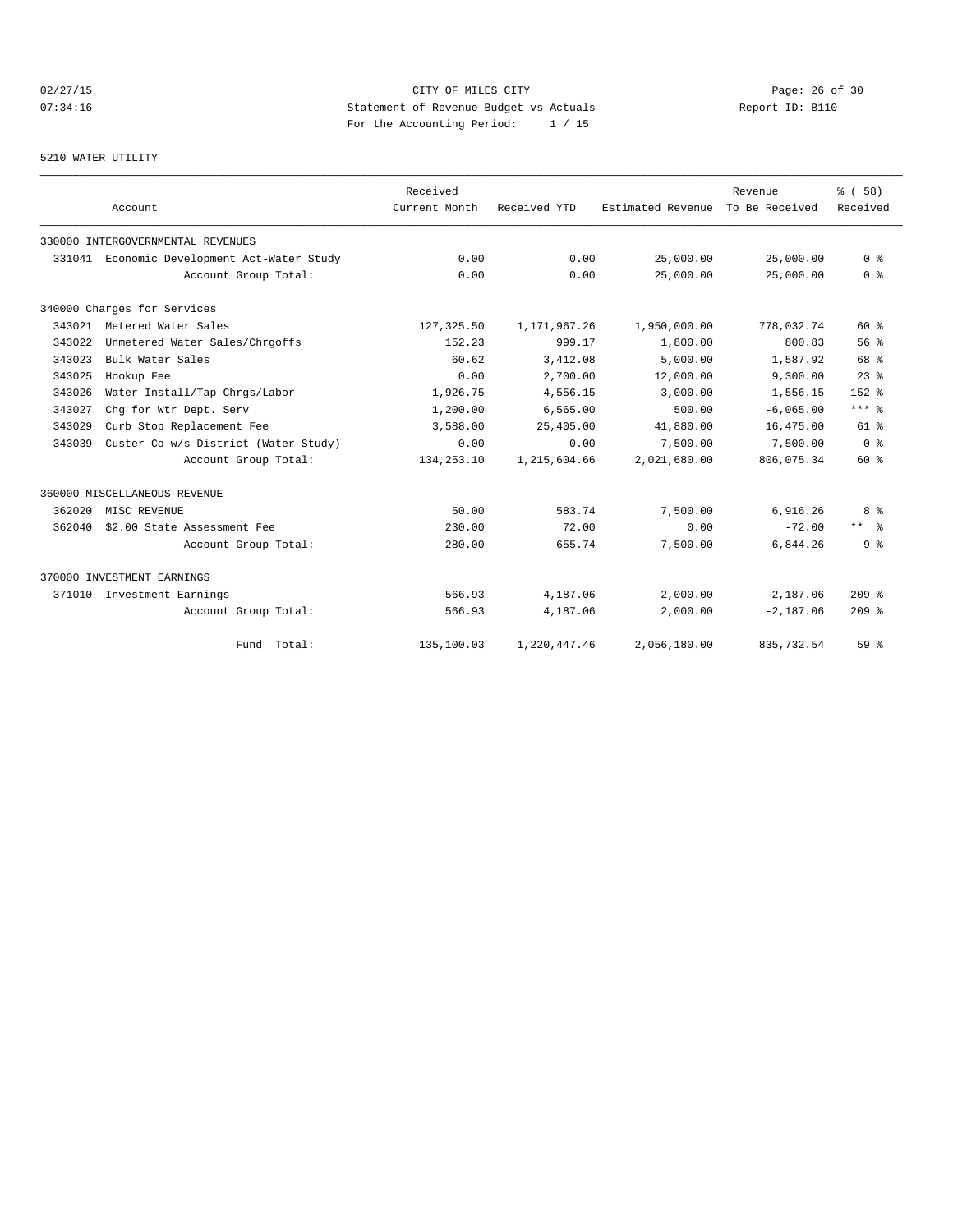CITY OF MILES CITY
Statement of Revenue Budget vs Actuals
For the Accounting Period: 1 / 15

02/27/15
07:34:16

Report ID: B110

5210 WATER UTILITY

| | Account | Received Current Month | Received YTD | Estimated Revenue | Revenue To Be Received | % ( 58) Received |
|---|---|---|---|---|---|---|
| 330000 INTERGOVERNMENTAL REVENUES | | | | | | |
| 331041 | Economic Development Act-Water Study | 0.00 | 0.00 | 25,000.00 | 25,000.00 | 0 % |
| | Account Group Total: | 0.00 | 0.00 | 25,000.00 | 25,000.00 | 0 % |
| 340000 Charges for Services | | | | | | |
| 343021 | Metered Water Sales | 127,325.50 | 1,171,967.26 | 1,950,000.00 | 778,032.74 | 60 % |
| 343022 | Unmetered Water Sales/Chrgoffs | 152.23 | 999.17 | 1,800.00 | 800.83 | 56 % |
| 343023 | Bulk Water Sales | 60.62 | 3,412.08 | 5,000.00 | 1,587.92 | 68 % |
| 343025 | Hookup Fee | 0.00 | 2,700.00 | 12,000.00 | 9,300.00 | 23 % |
| 343026 | Water Install/Tap Chrgs/Labor | 1,926.75 | 4,556.15 | 3,000.00 | -1,556.15 | 152 % |
| 343027 | Chg for Wtr Dept. Serv | 1,200.00 | 6,565.00 | 500.00 | -6,065.00 | *** % |
| 343029 | Curb Stop Replacement Fee | 3,588.00 | 25,405.00 | 41,880.00 | 16,475.00 | 61 % |
| 343039 | Custer Co w/s District (Water Study) | 0.00 | 0.00 | 7,500.00 | 7,500.00 | 0 % |
| | Account Group Total: | 134,253.10 | 1,215,604.66 | 2,021,680.00 | 806,075.34 | 60 % |
| 360000 MISCELLANEOUS REVENUE | | | | | | |
| 362020 | MISC REVENUE | 50.00 | 583.74 | 7,500.00 | 6,916.26 | 8 % |
| 362040 | $2.00 State Assessment Fee | 230.00 | 72.00 | 0.00 | -72.00 | ** % |
| | Account Group Total: | 280.00 | 655.74 | 7,500.00 | 6,844.26 | 9 % |
| 370000 INVESTMENT EARNINGS | | | | | | |
| 371010 | Investment Earnings | 566.93 | 4,187.06 | 2,000.00 | -2,187.06 | 209 % |
| | Account Group Total: | 566.93 | 4,187.06 | 2,000.00 | -2,187.06 | 209 % |
| | Fund Total: | 135,100.03 | 1,220,447.46 | 2,056,180.00 | 835,732.54 | 59 % |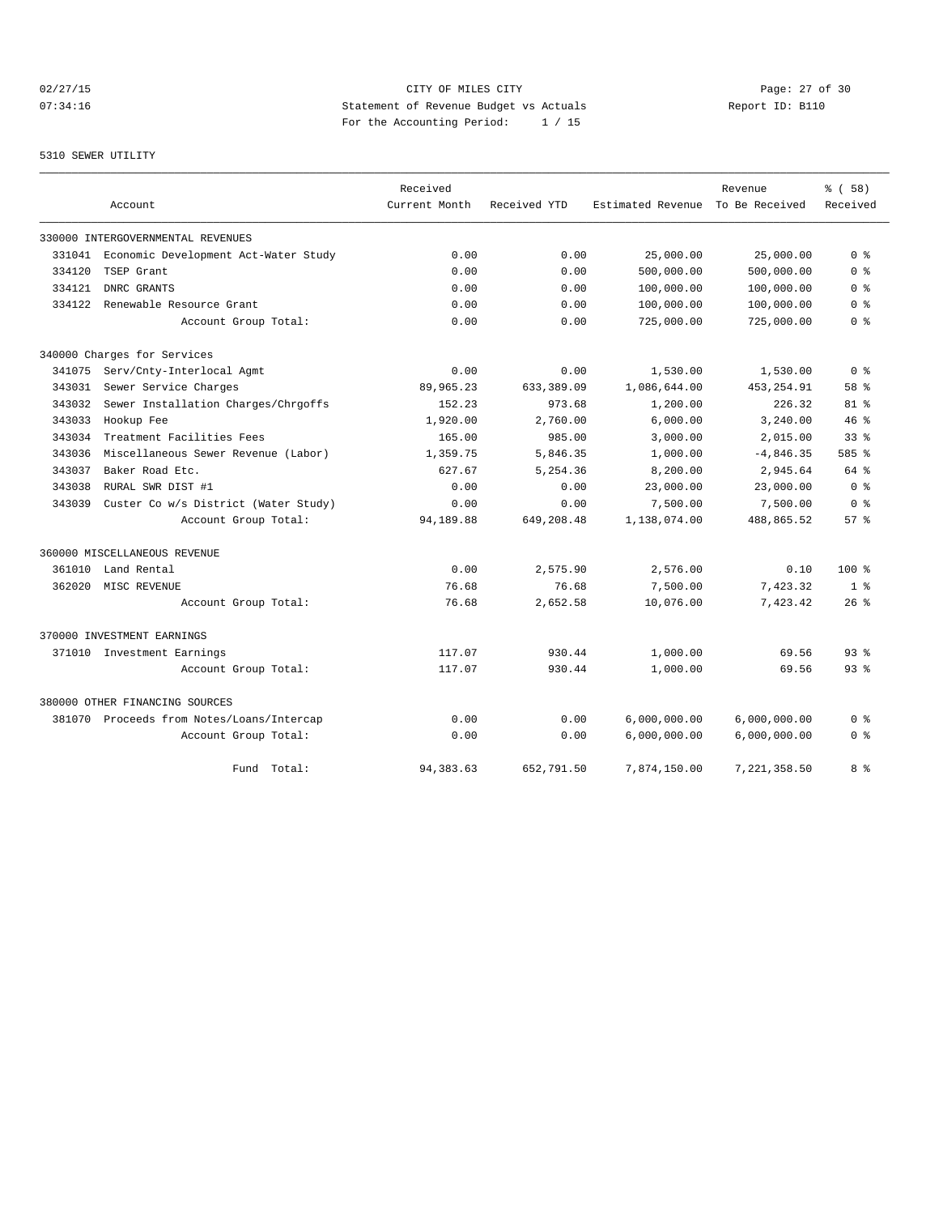CITY OF MILES CITY
Statement of Revenue Budget vs Actuals
For the Accounting Period: 1 / 15

02/27/15
07:34:16

Report ID: B110

5310 SEWER UTILITY

| Account | | Received Current Month | Received YTD | Estimated Revenue | Revenue To Be Received | % ( 58) Received |
|---|---|---|---|---|---|---|
| 330000 INTERGOVERNMENTAL REVENUES | | | | | | |
| 331041 | Economic Development Act-Water Study | 0.00 | 0.00 | 25,000.00 | 25,000.00 | 0 % |
| 334120 | TSEP Grant | 0.00 | 0.00 | 500,000.00 | 500,000.00 | 0 % |
| 334121 | DNRC GRANTS | 0.00 | 0.00 | 100,000.00 | 100,000.00 | 0 % |
| 334122 | Renewable Resource Grant | 0.00 | 0.00 | 100,000.00 | 100,000.00 | 0 % |
| | Account Group Total: | 0.00 | 0.00 | 725,000.00 | 725,000.00 | 0 % |
| 340000 Charges for Services | | | | | | |
| 341075 | Serv/Cnty-Interlocal Agmt | 0.00 | 0.00 | 1,530.00 | 1,530.00 | 0 % |
| 343031 | Sewer Service Charges | 89,965.23 | 633,389.09 | 1,086,644.00 | 453,254.91 | 58 % |
| 343032 | Sewer Installation Charges/Chrgoffs | 152.23 | 973.68 | 1,200.00 | 226.32 | 81 % |
| 343033 | Hookup Fee | 1,920.00 | 2,760.00 | 6,000.00 | 3,240.00 | 46 % |
| 343034 | Treatment Facilities Fees | 165.00 | 985.00 | 3,000.00 | 2,015.00 | 33 % |
| 343036 | Miscellaneous Sewer Revenue (Labor) | 1,359.75 | 5,846.35 | 1,000.00 | -4,846.35 | 585 % |
| 343037 | Baker Road Etc. | 627.67 | 5,254.36 | 8,200.00 | 2,945.64 | 64 % |
| 343038 | RURAL SWR DIST #1 | 0.00 | 0.00 | 23,000.00 | 23,000.00 | 0 % |
| 343039 | Custer Co w/s District (Water Study) | 0.00 | 0.00 | 7,500.00 | 7,500.00 | 0 % |
| | Account Group Total: | 94,189.88 | 649,208.48 | 1,138,074.00 | 488,865.52 | 57 % |
| 360000 MISCELLANEOUS REVENUE | | | | | | |
| 361010 | Land Rental | 0.00 | 2,575.90 | 2,576.00 | 0.10 | 100 % |
| 362020 | MISC REVENUE | 76.68 | 76.68 | 7,500.00 | 7,423.32 | 1 % |
| | Account Group Total: | 76.68 | 2,652.58 | 10,076.00 | 7,423.42 | 26 % |
| 370000 INVESTMENT EARNINGS | | | | | | |
| 371010 | Investment Earnings | 117.07 | 930.44 | 1,000.00 | 69.56 | 93 % |
| | Account Group Total: | 117.07 | 930.44 | 1,000.00 | 69.56 | 93 % |
| 380000 OTHER FINANCING SOURCES | | | | | | |
| 381070 | Proceeds from Notes/Loans/Intercap | 0.00 | 0.00 | 6,000,000.00 | 6,000,000.00 | 0 % |
| | Account Group Total: | 0.00 | 0.00 | 6,000,000.00 | 6,000,000.00 | 0 % |
| | Fund Total: | 94,383.63 | 652,791.50 | 7,874,150.00 | 7,221,358.50 | 8 % |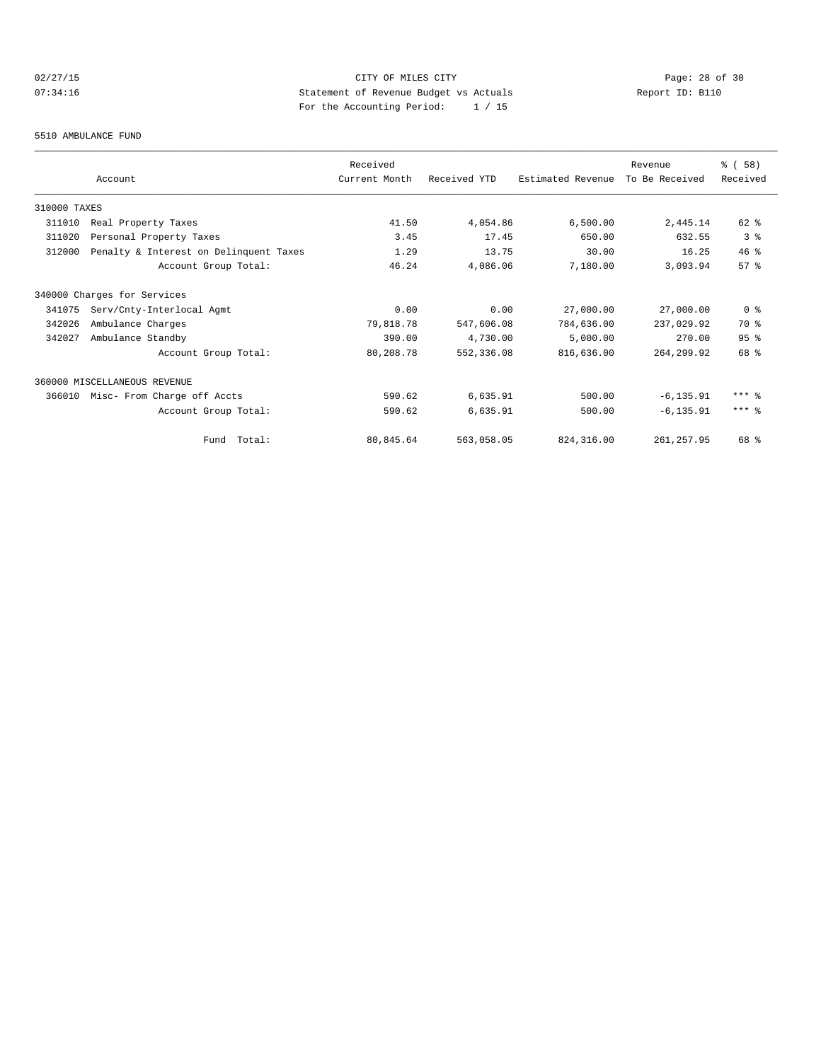CITY OF MILES CITY
Statement of Revenue Budget vs Actuals
For the Accounting Period: 1 / 15

02/27/15
07:34:16

Report ID: B110

5510 AMBULANCE FUND

| Account | Received Current Month | Received YTD | Estimated Revenue | Revenue To Be Received | % ( 58) Received |
|---|---|---|---|---|---|
| 310000 TAXES | | | | | |
| 311010 Real Property Taxes | 41.50 | 4,054.86 | 6,500.00 | 2,445.14 | 62 % |
| 311020 Personal Property Taxes | 3.45 | 17.45 | 650.00 | 632.55 | 3 % |
| 312000 Penalty & Interest on Delinquent Taxes | 1.29 | 13.75 | 30.00 | 16.25 | 46 % |
| Account Group Total: | 46.24 | 4,086.06 | 7,180.00 | 3,093.94 | 57 % |
| 340000 Charges for Services | | | | | |
| 341075 Serv/Cnty-Interlocal Agmt | 0.00 | 0.00 | 27,000.00 | 27,000.00 | 0 % |
| 342026 Ambulance Charges | 79,818.78 | 547,606.08 | 784,636.00 | 237,029.92 | 70 % |
| 342027 Ambulance Standby | 390.00 | 4,730.00 | 5,000.00 | 270.00 | 95 % |
| Account Group Total: | 80,208.78 | 552,336.08 | 816,636.00 | 264,299.92 | 68 % |
| 360000 MISCELLANEOUS REVENUE | | | | | |
| 366010 Misc- From Charge off Accts | 590.62 | 6,635.91 | 500.00 | -6,135.91 | *** % |
| Account Group Total: | 590.62 | 6,635.91 | 500.00 | -6,135.91 | *** % |
| Fund Total: | 80,845.64 | 563,058.05 | 824,316.00 | 261,257.95 | 68 % |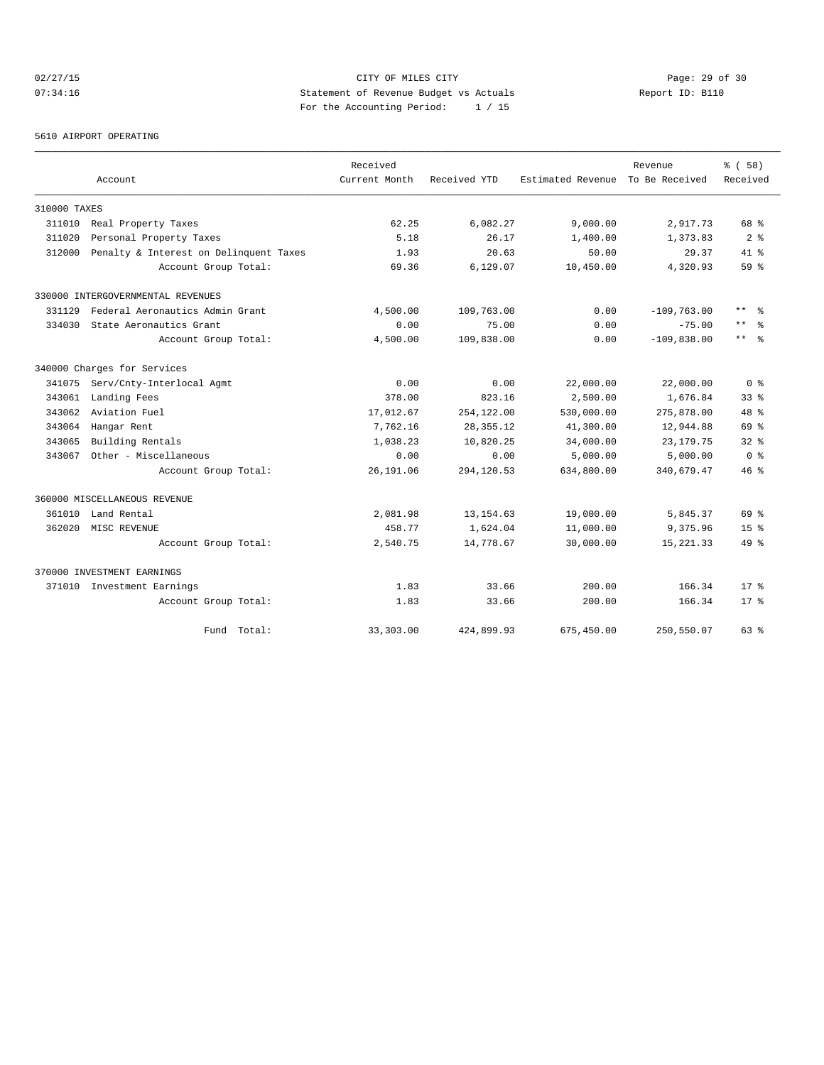CITY OF MILES CITY
Statement of Revenue Budget vs Actuals
For the Accounting Period: 1 / 15

02/27/15
07:34:16

Report ID: B110

5610 AIRPORT OPERATING

| Account | Received Current Month | Received YTD | Estimated Revenue | Revenue To Be Received | % ( 58) Received |
|---|---|---|---|---|---|
| 310000 TAXES | | | | | |
| 311010 Real Property Taxes | 62.25 | 6,082.27 | 9,000.00 | 2,917.73 | 68 % |
| 311020 Personal Property Taxes | 5.18 | 26.17 | 1,400.00 | 1,373.83 | 2 % |
| 312000 Penalty & Interest on Delinquent Taxes | 1.93 | 20.63 | 50.00 | 29.37 | 41 % |
| Account Group Total: | 69.36 | 6,129.07 | 10,450.00 | 4,320.93 | 59 % |
| 330000 INTERGOVERNMENTAL REVENUES | | | | | |
| 331129 Federal Aeronautics Admin Grant | 4,500.00 | 109,763.00 | 0.00 | -109,763.00 | ** % |
| 334030 State Aeronautics Grant | 0.00 | 75.00 | 0.00 | -75.00 | ** % |
| Account Group Total: | 4,500.00 | 109,838.00 | 0.00 | -109,838.00 | ** % |
| 340000 Charges for Services | | | | | |
| 341075 Serv/Cnty-Interlocal Agmt | 0.00 | 0.00 | 22,000.00 | 22,000.00 | 0 % |
| 343061 Landing Fees | 378.00 | 823.16 | 2,500.00 | 1,676.84 | 33 % |
| 343062 Aviation Fuel | 17,012.67 | 254,122.00 | 530,000.00 | 275,878.00 | 48 % |
| 343064 Hangar Rent | 7,762.16 | 28,355.12 | 41,300.00 | 12,944.88 | 69 % |
| 343065 Building Rentals | 1,038.23 | 10,820.25 | 34,000.00 | 23,179.75 | 32 % |
| 343067 Other - Miscellaneous | 0.00 | 0.00 | 5,000.00 | 5,000.00 | 0 % |
| Account Group Total: | 26,191.06 | 294,120.53 | 634,800.00 | 340,679.47 | 46 % |
| 360000 MISCELLANEOUS REVENUE | | | | | |
| 361010 Land Rental | 2,081.98 | 13,154.63 | 19,000.00 | 5,845.37 | 69 % |
| 362020 MISC REVENUE | 458.77 | 1,624.04 | 11,000.00 | 9,375.96 | 15 % |
| Account Group Total: | 2,540.75 | 14,778.67 | 30,000.00 | 15,221.33 | 49 % |
| 370000 INVESTMENT EARNINGS | | | | | |
| 371010 Investment Earnings | 1.83 | 33.66 | 200.00 | 166.34 | 17 % |
| Account Group Total: | 1.83 | 33.66 | 200.00 | 166.34 | 17 % |
| Fund Total: | 33,303.00 | 424,899.93 | 675,450.00 | 250,550.07 | 63 % |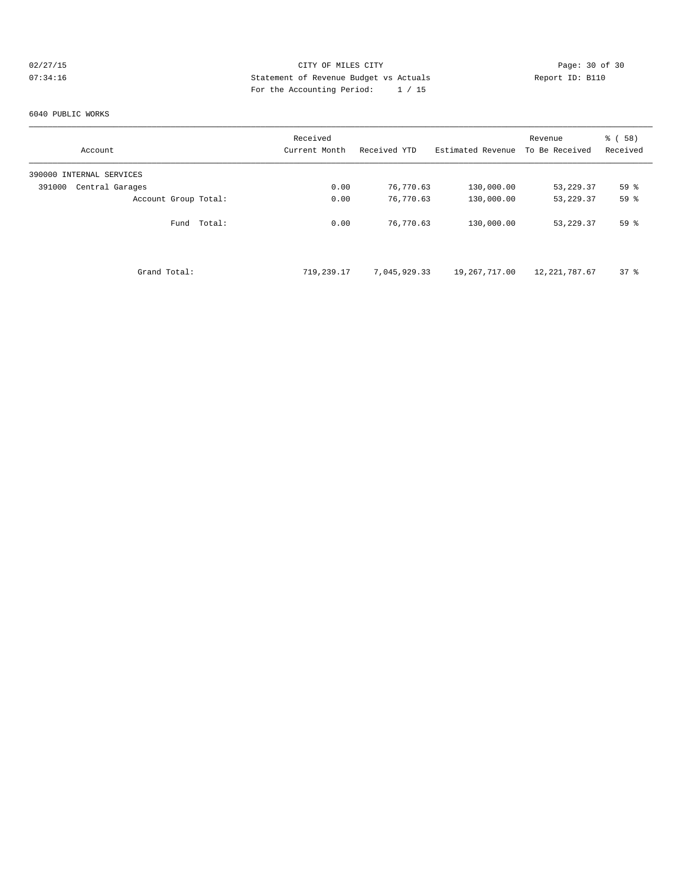02/27/15 CITY OF MILES CITY
07:34:16 Statement of Revenue Budget vs Actuals Report ID: B110
For the Accounting Period: 1 / 15

6040 PUBLIC WORKS

| Account | Received Current Month | Received YTD | Estimated Revenue | Revenue To Be Received | % ( 58) Received |
|---|---|---|---|---|---|
| 390000 INTERNAL SERVICES | | | | | |
| 391000 Central Garages | 0.00 | 76,770.63 | 130,000.00 | 53,229.37 | 59 % |
| Account Group Total: | 0.00 | 76,770.63 | 130,000.00 | 53,229.37 | 59 % |
| Fund Total: | 0.00 | 76,770.63 | 130,000.00 | 53,229.37 | 59 % |
| Grand Total: | 719,239.17 | 7,045,929.33 | 19,267,717.00 | 12,221,787.67 | 37 % |